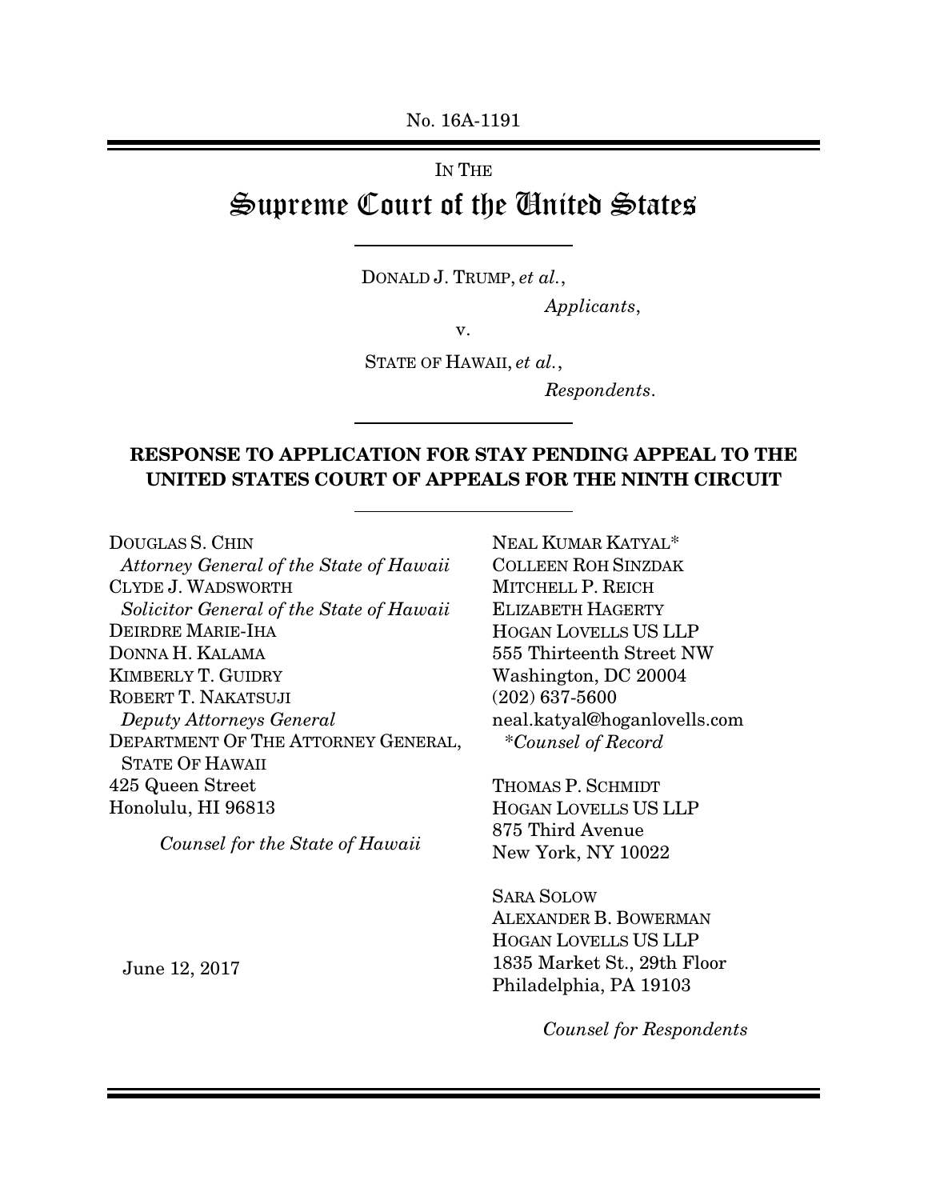No. 16A-1191

IN THE

# Supreme Court of the United States

DONALD J. TRUMP, *et al.*,

*Applicants*,

v.

STATE OF HAWAII, *et al.*,

*Respondents*.

## RESPONSE TO APPLICATION FOR STAY PENDING APPEAL TO THE UNITED STATES COURT OF APPEALS FOR THE NINTH CIRCUIT

DOUGLAS S. CHIN
*Attorney General of the State of Hawaii*
CLYDE J. WADSWORTH
*Solicitor General of the State of Hawaii*
DEIRDRE MARIE-IHA
DONNA H. KALAMA
KIMBERLY T. GUIDRY
ROBERT T. NAKATSUJI
*Deputy Attorneys General*
DEPARTMENT OF THE ATTORNEY GENERAL, STATE OF HAWAII
425 Queen Street
Honolulu, HI 96813

*Counsel for the State of Hawaii*

NEAL KUMAR KATYAL*
COLLEEN ROH SINZDAK
MITCHELL P. REICH
ELIZABETH HAGERTY
HOGAN LOVELLS US LLP
555 Thirteenth Street NW
Washington, DC 20004
(202) 637-5600
neal.katyal@hoganlovells.com
*\*Counsel of Record*

THOMAS P. SCHMIDT
HOGAN LOVELLS US LLP
875 Third Avenue
New York, NY 10022

SARA SOLOW
ALEXANDER B. BOWERMAN
HOGAN LOVELLS US LLP
1835 Market St., 29th Floor
Philadelphia, PA 19103

*Counsel for Respondents*

June 12, 2017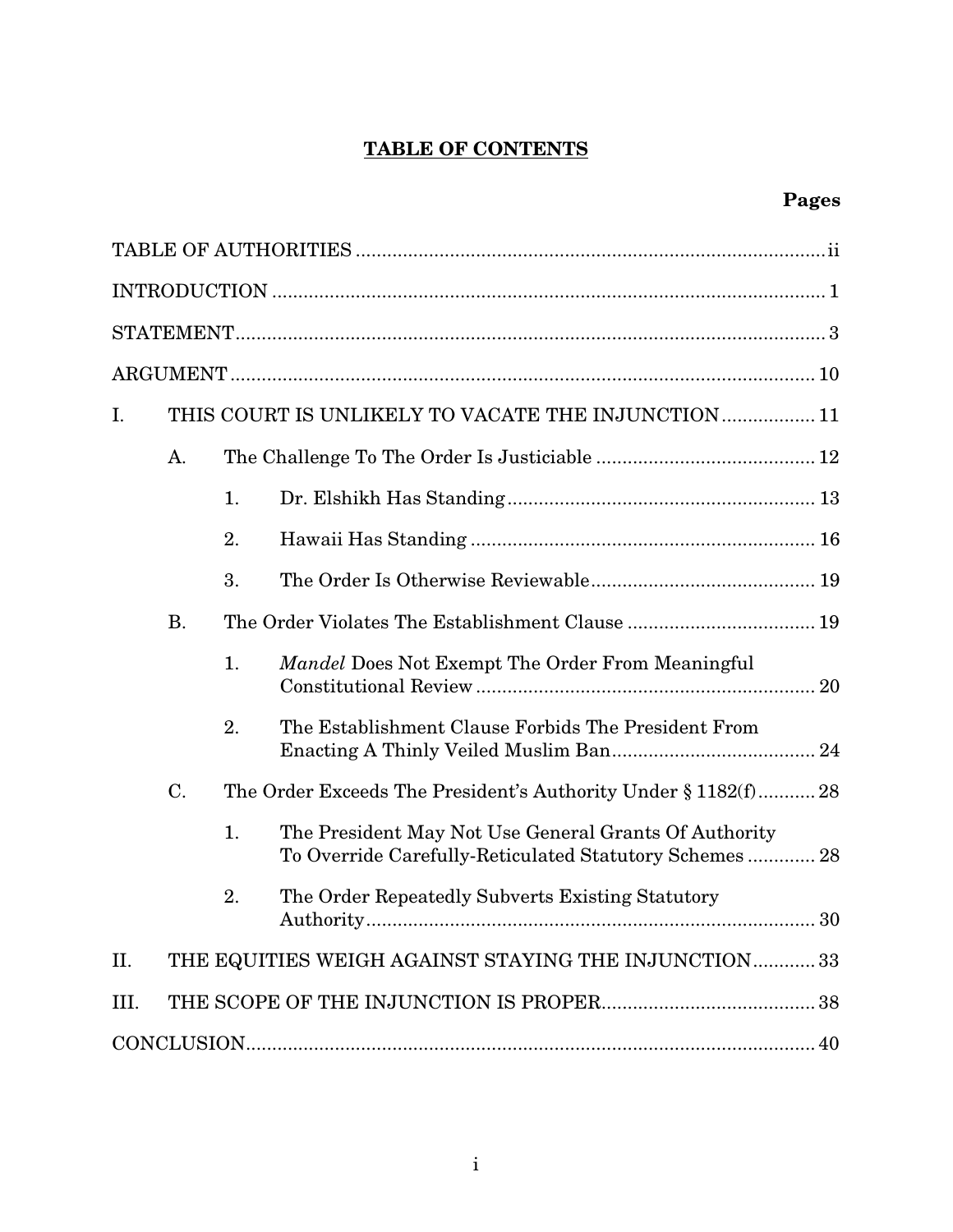# TABLE OF CONTENTS

**Pages**

TABLE OF AUTHORITIES .......... ii

INTRODUCTION .......... 1

STATEMENT .......... 3

ARGUMENT .......... 10

I. THIS COURT IS UNLIKELY TO VACATE THE INJUNCTION .......... 11

   A. The Challenge To The Order Is Justiciable .......... 12

      1. Dr. Elshikh Has Standing .......... 13

      2. Hawaii Has Standing .......... 16

      3. The Order Is Otherwise Reviewable .......... 19

   B. The Order Violates The Establishment Clause .......... 19

      1. *Mandel* Does Not Exempt The Order From Meaningful Constitutional Review .......... 20

      2. The Establishment Clause Forbids The President From Enacting A Thinly Veiled Muslim Ban .......... 24

   C. The Order Exceeds The President's Authority Under § 1182(f) .......... 28

      1. The President May Not Use General Grants Of Authority To Override Carefully-Reticulated Statutory Schemes .......... 28

      2. The Order Repeatedly Subverts Existing Statutory Authority .......... 30

II. THE EQUITIES WEIGH AGAINST STAYING THE INJUNCTION .......... 33

III. THE SCOPE OF THE INJUNCTION IS PROPER .......... 38

CONCLUSION .......... 40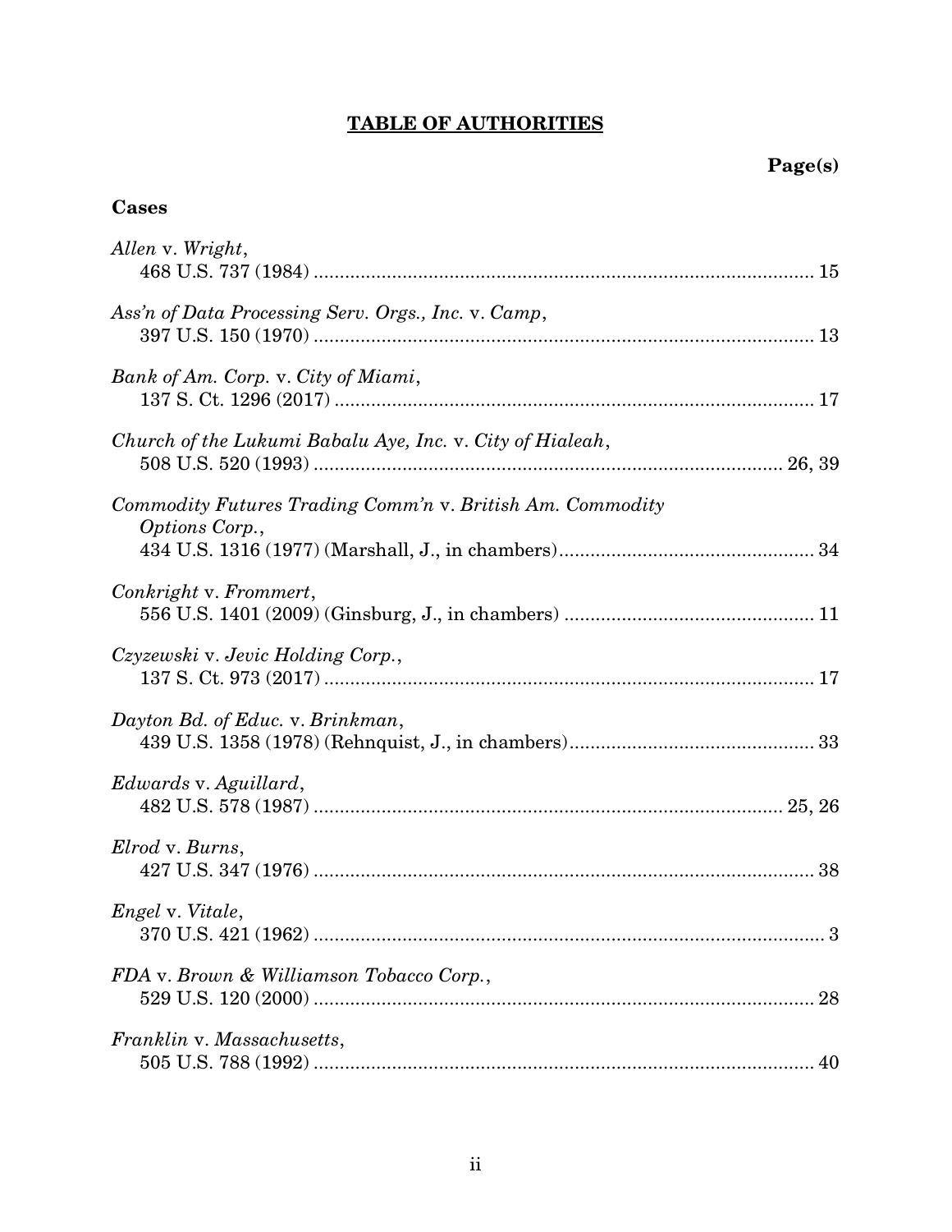## TABLE OF AUTHORITIES

**Page(s)**

### Cases

*Allen* v. *Wright*,
468 U.S. 737 (1984) .................................................................................... 15

*Ass'n of Data Processing Serv. Orgs., Inc.* v. *Camp*,
397 U.S. 150 (1970) .................................................................................... 13

*Bank of Am. Corp.* v. *City of Miami*,
137 S. Ct. 1296 (2017) ................................................................................ 17

*Church of the Lukumi Babalu Aye, Inc.* v. *City of Hialeah*,
508 U.S. 520 (1993) ............................................................................ 26, 39

*Commodity Futures Trading Comm'n* v. *British Am. Commodity Options Corp.*,
434 U.S. 1316 (1977) (Marshall, J., in chambers)................................................ 34

*Conkright* v. *Frommert*,
556 U.S. 1401 (2009) (Ginsburg, J., in chambers) ............................................... 11

*Czyzewski* v. *Jevic Holding Corp.*,
137 S. Ct. 973 (2017) .................................................................................. 17

*Dayton Bd. of Educ.* v. *Brinkman*,
439 U.S. 1358 (1978) (Rehnquist, J., in chambers).............................................. 33

*Edwards* v. *Aguillard*,
482 U.S. 578 (1987) ............................................................................ 25, 26

*Elrod* v. *Burns*,
427 U.S. 347 (1976) .................................................................................... 38

*Engel* v. *Vitale*,
370 U.S. 421 (1962) ...................................................................................... 3

*FDA* v. *Brown & Williamson Tobacco Corp.*,
529 U.S. 120 (2000) .................................................................................... 28

*Franklin* v. *Massachusetts*,
505 U.S. 788 (1992) .................................................................................... 40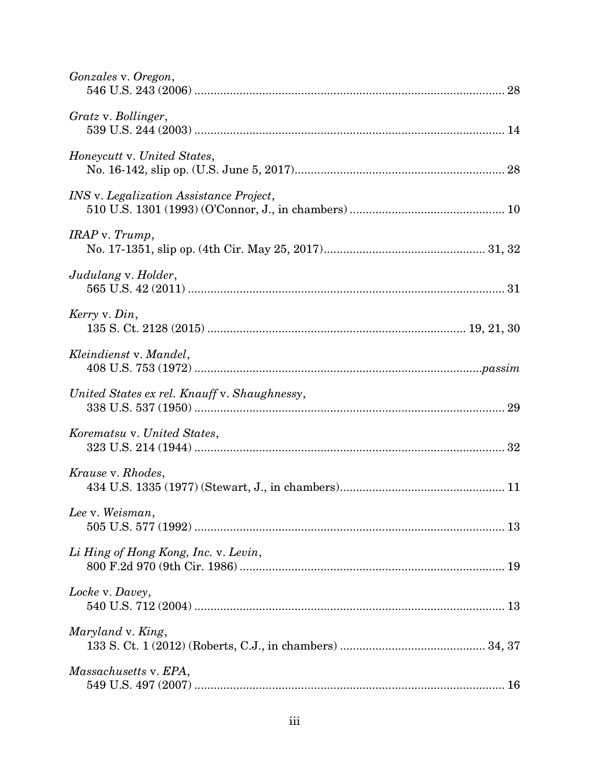*Gonzales* v. *Oregon*,
546 U.S. 243 (2006) ........................................................................................ 28

*Gratz* v. *Bollinger*,
539 U.S. 244 (2003) ........................................................................................ 14

*Honeycutt* v. *United States*,
No. 16-142, slip op. (U.S. June 5, 2017)........................................................ 28

*INS* v. *Legalization Assistance Project*,
510 U.S. 1301 (1993) (O'Connor, J., in chambers) ........................................ 10

*IRAP* v. *Trump*,
No. 17-1351, slip op. (4th Cir. May 25, 2017).......................................... 31, 32

*Judulang* v. *Holder*,
565 U.S. 42 (2011) .......................................................................................... 31

*Kerry* v. *Din*,
135 S. Ct. 2128 (2015) ...................................................................... 19, 21, 30

*Kleindienst* v. *Mandel*,
408 U.S. 753 (1972) ...................................................................................*passim*

*United States ex rel. Knauff* v. *Shaughnessy*,
338 U.S. 537 (1950) ........................................................................................ 29

*Korematsu* v. *United States*,
323 U.S. 214 (1944) ........................................................................................ 32

*Krause* v. *Rhodes*,
434 U.S. 1335 (1977) (Stewart, J., in chambers)........................................... 11

*Lee* v. *Weisman*,
505 U.S. 577 (1992) ........................................................................................ 13

*Li Hing of Hong Kong, Inc.* v. *Levin*,
800 F.2d 970 (9th Cir. 1986) .......................................................................... 19

*Locke* v. *Davey*,
540 U.S. 712 (2004) ........................................................................................ 13

*Maryland* v. *King*,
133 S. Ct. 1 (2012) (Roberts, C.J., in chambers) ..................................... 34, 37

*Massachusetts* v. *EPA*,
549 U.S. 497 (2007) ........................................................................................ 16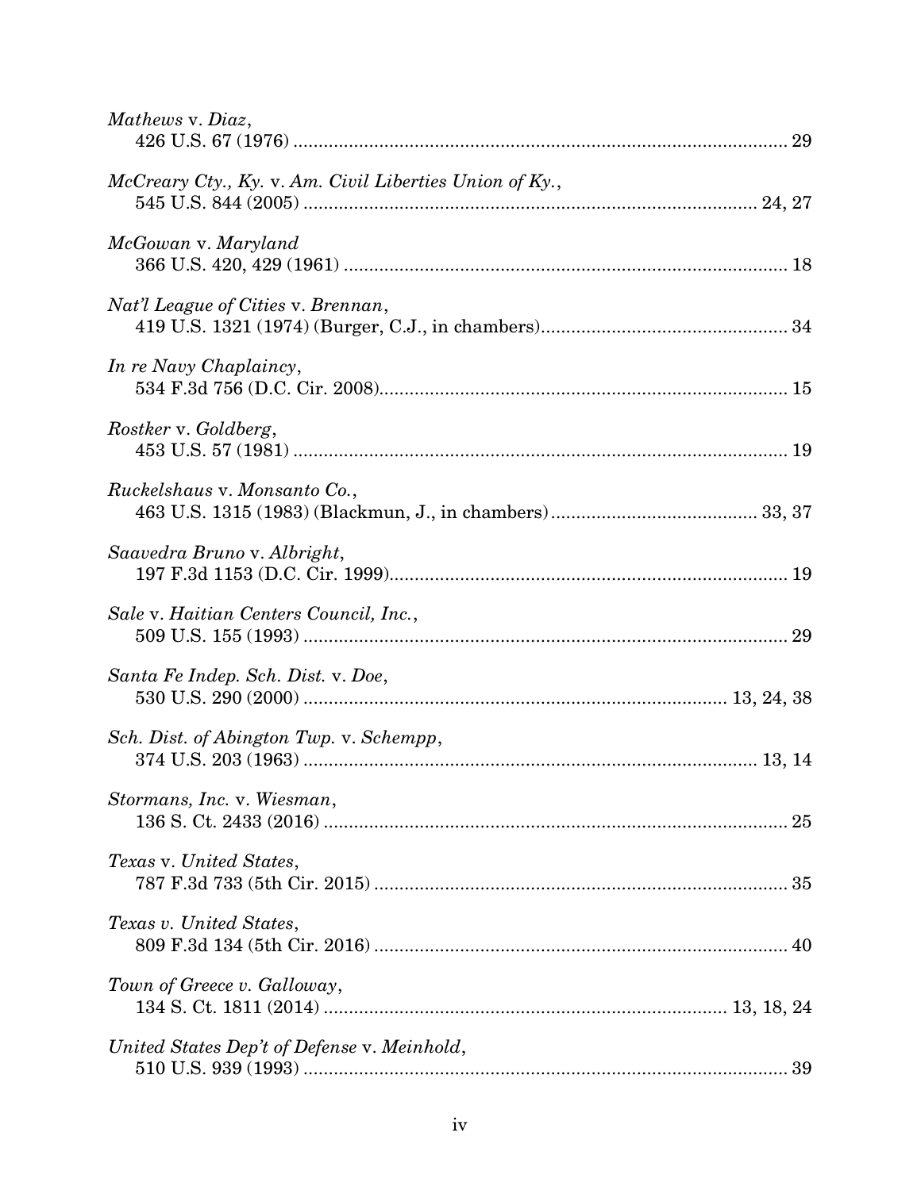*Mathews* v. *Diaz*,
426 U.S. 67 (1976) ................................................................................................ 29

*McCreary Cty., Ky.* v. *Am. Civil Liberties Union of Ky.*,
545 U.S. 844 (2005) .......................................................................................... 24, 27

*McGowan* v. *Maryland*
366 U.S. 420, 429 (1961) ...................................................................................... 18

*Nat'l League of Cities* v. *Brennan*,
419 U.S. 1321 (1974) (Burger, C.J., in chambers)................................................ 34

*In re Navy Chaplaincy*,
534 F.3d 756 (D.C. Cir. 2008)................................................................................ 15

*Rostker* v. *Goldberg*,
453 U.S. 57 (1981) .................................................................................................. 19

*Ruckelshaus* v. *Monsanto Co.*,
463 U.S. 1315 (1983) (Blackmun, J., in chambers) ......................................... 33, 37

*Saavedra Bruno* v. *Albright*,
197 F.3d 1153 (D.C. Cir. 1999)............................................................................... 19

*Sale* v. *Haitian Centers Council, Inc.*,
509 U.S. 155 (1993) ................................................................................................ 29

*Santa Fe Indep. Sch. Dist.* v. *Doe*,
530 U.S. 290 (2000) ................................................................................. 13, 24, 38

*Sch. Dist. of Abington Twp.* v. *Schempp*,
374 U.S. 203 (1963) .......................................................................................... 13, 14

*Stormans, Inc.* v. *Wiesman*,
136 S. Ct. 2433 (2016) ........................................................................................... 25

*Texas* v. *United States*,
787 F.3d 733 (5th Cir. 2015) ................................................................................. 35

*Texas v. United States*,
809 F.3d 134 (5th Cir. 2016) ................................................................................. 40

*Town of Greece v. Galloway*,
134 S. Ct. 1811 (2014) .............................................................................. 13, 18, 24

*United States Dep't of Defense* v. *Meinhold*,
510 U.S. 939 (1993) ................................................................................................ 39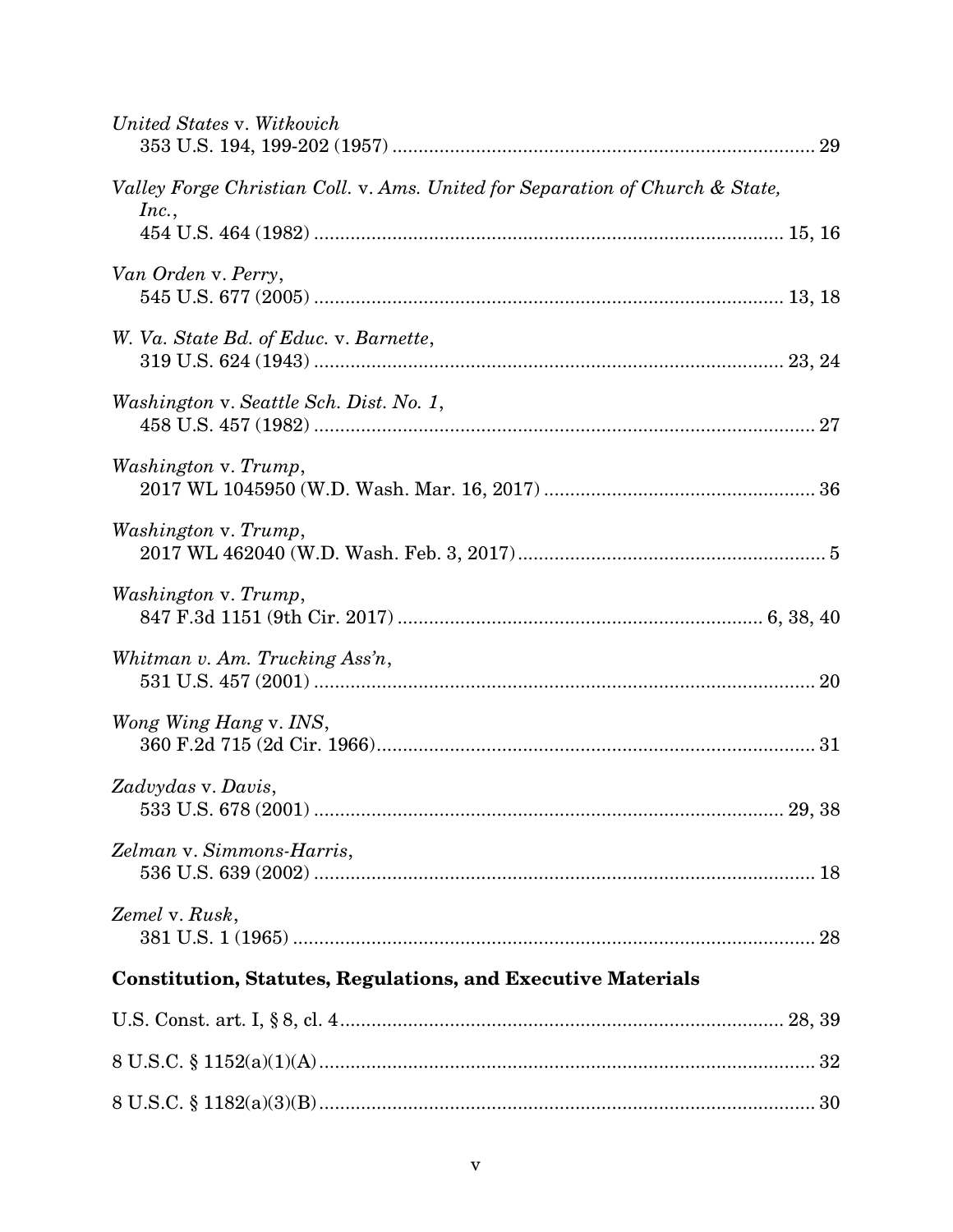*United States* v. *Witkovich*
353 U.S. 194, 199-202 (1957) ............................................................................... 29

*Valley Forge Christian Coll.* v. *Ams. United for Separation of Church & State, Inc.*,
454 U.S. 464 (1982) ........................................................................................ 15, 16

*Van Orden* v. *Perry*,
545 U.S. 677 (2005) ........................................................................................ 13, 18

*W. Va. State Bd. of Educ.* v. *Barnette*,
319 U.S. 624 (1943) ........................................................................................ 23, 24

*Washington* v. *Seattle Sch. Dist. No. 1*,
458 U.S. 457 (1982) ............................................................................................. 27

*Washington* v. *Trump*,
2017 WL 1045950 (W.D. Wash. Mar. 16, 2017) .................................................... 36

*Washington* v. *Trump*,
2017 WL 462040 (W.D. Wash. Feb. 3, 2017) .......................................................... 5

*Washington* v. *Trump*,
847 F.3d 1151 (9th Cir. 2017) ................................................................... 6, 38, 40

*Whitman v. Am. Trucking Ass'n*,
531 U.S. 457 (2001) ............................................................................................. 20

*Wong Wing Hang* v. *INS*,
360 F.2d 715 (2d Cir. 1966) .................................................................................. 31

*Zadvydas* v. *Davis*,
533 U.S. 678 (2001) ........................................................................................ 29, 38

*Zelman* v. *Simmons-Harris*,
536 U.S. 639 (2002) ............................................................................................. 18

*Zemel* v. *Rusk*,
381 U.S. 1 (1965) ................................................................................................. 28

**Constitution, Statutes, Regulations, and Executive Materials**

U.S. Const. art. I, § 8, cl. 4 ................................................................................ 28, 39

8 U.S.C. § 1152(a)(1)(A) ........................................................................................ 32

8 U.S.C. § 1182(a)(3)(B) ........................................................................................ 30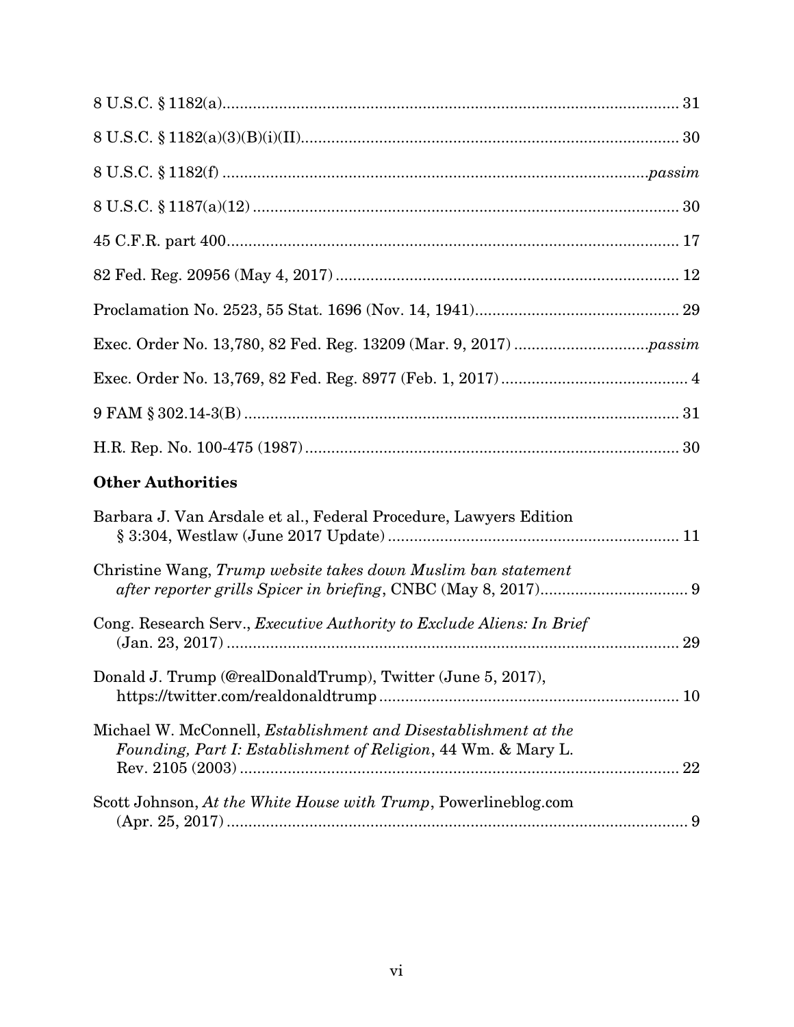8 U.S.C. § 1182(a)........................................................................................................ 31

8 U.S.C. § 1182(a)(3)(B)(i)(II)...................................................................................... 30

8 U.S.C. § 1182(f) ...................................................................................................*passim*

8 U.S.C. § 1187(a)(12) .................................................................................................. 30

45 C.F.R. part 400....................................................................................................... 17

82 Fed. Reg. 20956 (May 4, 2017) ............................................................................... 12

Proclamation No. 2523, 55 Stat. 1696 (Nov. 14, 1941)............................................... 29

Exec. Order No. 13,780, 82 Fed. Reg. 13209 (Mar. 9, 2017) ...............................*passim*

Exec. Order No. 13,769, 82 Fed. Reg. 8977 (Feb. 1, 2017)........................................... 4

9 FAM § 302.14-3(B) .................................................................................................... 31

H.R. Rep. No. 100-475 (1987) ...................................................................................... 30

**Other Authorities**

Barbara J. Van Arsdale et al., Federal Procedure, Lawyers Edition § 3:304, Westlaw (June 2017 Update) ................................................................... 11

Christine Wang, *Trump website takes down Muslim ban statement after reporter grills Spicer in briefing*, CNBC (May 8, 2017).................................. 9

Cong. Research Serv., *Executive Authority to Exclude Aliens: In Brief* (Jan. 23, 2017) ........................................................................................................ 29

Donald J. Trump (@realDonaldTrump), Twitter (June 5, 2017), https://twitter.com/realdonaldtrump ..................................................................... 10

Michael W. McConnell, *Establishment and Disestablishment at the Founding, Part I: Establishment of Religion*, 44 Wm. & Mary L. Rev. 2105 (2003) ..................................................................................................... 22

Scott Johnson, *At the White House with Trump*, Powerlineblog.com (Apr. 25, 2017) .......................................................................................................... 9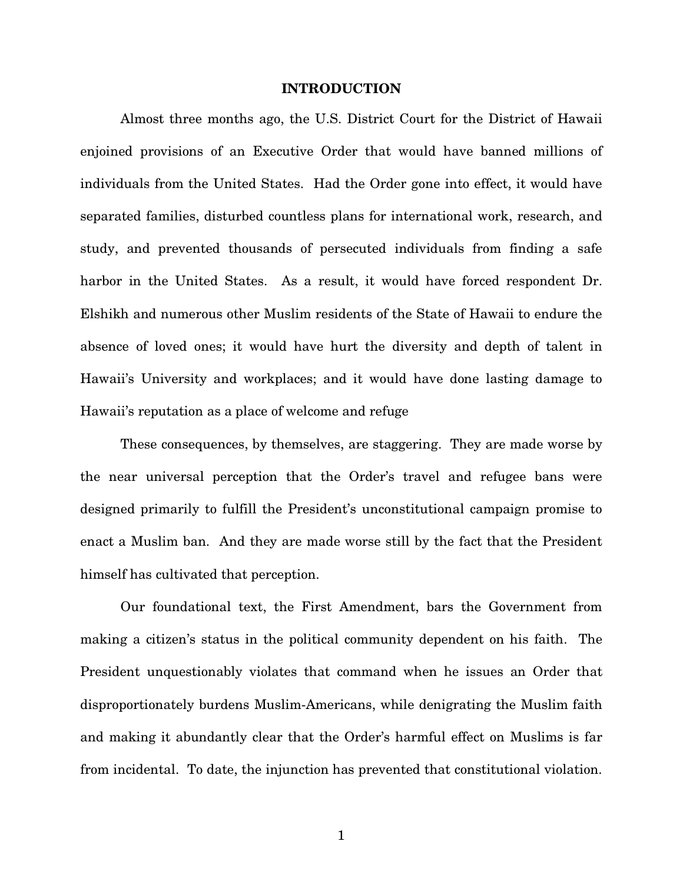## INTRODUCTION

Almost three months ago, the U.S. District Court for the District of Hawaii enjoined provisions of an Executive Order that would have banned millions of individuals from the United States. Had the Order gone into effect, it would have separated families, disturbed countless plans for international work, research, and study, and prevented thousands of persecuted individuals from finding a safe harbor in the United States. As a result, it would have forced respondent Dr. Elshikh and numerous other Muslim residents of the State of Hawaii to endure the absence of loved ones; it would have hurt the diversity and depth of talent in Hawaii's University and workplaces; and it would have done lasting damage to Hawaii's reputation as a place of welcome and refuge

These consequences, by themselves, are staggering. They are made worse by the near universal perception that the Order's travel and refugee bans were designed primarily to fulfill the President's unconstitutional campaign promise to enact a Muslim ban. And they are made worse still by the fact that the President himself has cultivated that perception.

Our foundational text, the First Amendment, bars the Government from making a citizen's status in the political community dependent on his faith. The President unquestionably violates that command when he issues an Order that disproportionately burdens Muslim-Americans, while denigrating the Muslim faith and making it abundantly clear that the Order's harmful effect on Muslims is far from incidental. To date, the injunction has prevented that constitutional violation.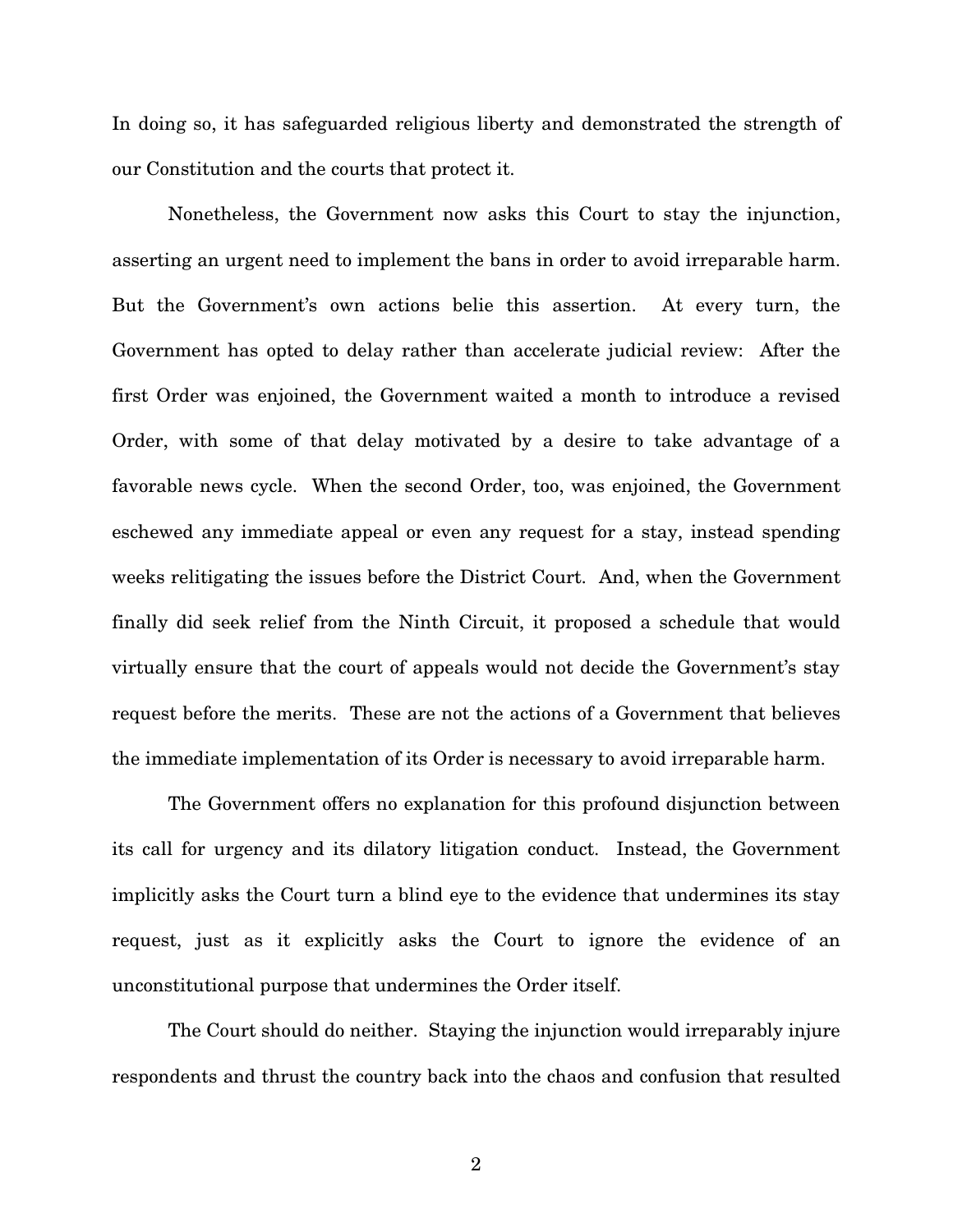In doing so, it has safeguarded religious liberty and demonstrated the strength of our Constitution and the courts that protect it.

Nonetheless, the Government now asks this Court to stay the injunction, asserting an urgent need to implement the bans in order to avoid irreparable harm. But the Government's own actions belie this assertion. At every turn, the Government has opted to delay rather than accelerate judicial review: After the first Order was enjoined, the Government waited a month to introduce a revised Order, with some of that delay motivated by a desire to take advantage of a favorable news cycle. When the second Order, too, was enjoined, the Government eschewed any immediate appeal or even any request for a stay, instead spending weeks relitigating the issues before the District Court. And, when the Government finally did seek relief from the Ninth Circuit, it proposed a schedule that would virtually ensure that the court of appeals would not decide the Government's stay request before the merits. These are not the actions of a Government that believes the immediate implementation of its Order is necessary to avoid irreparable harm.

The Government offers no explanation for this profound disjunction between its call for urgency and its dilatory litigation conduct. Instead, the Government implicitly asks the Court turn a blind eye to the evidence that undermines its stay request, just as it explicitly asks the Court to ignore the evidence of an unconstitutional purpose that undermines the Order itself.

The Court should do neither. Staying the injunction would irreparably injure respondents and thrust the country back into the chaos and confusion that resulted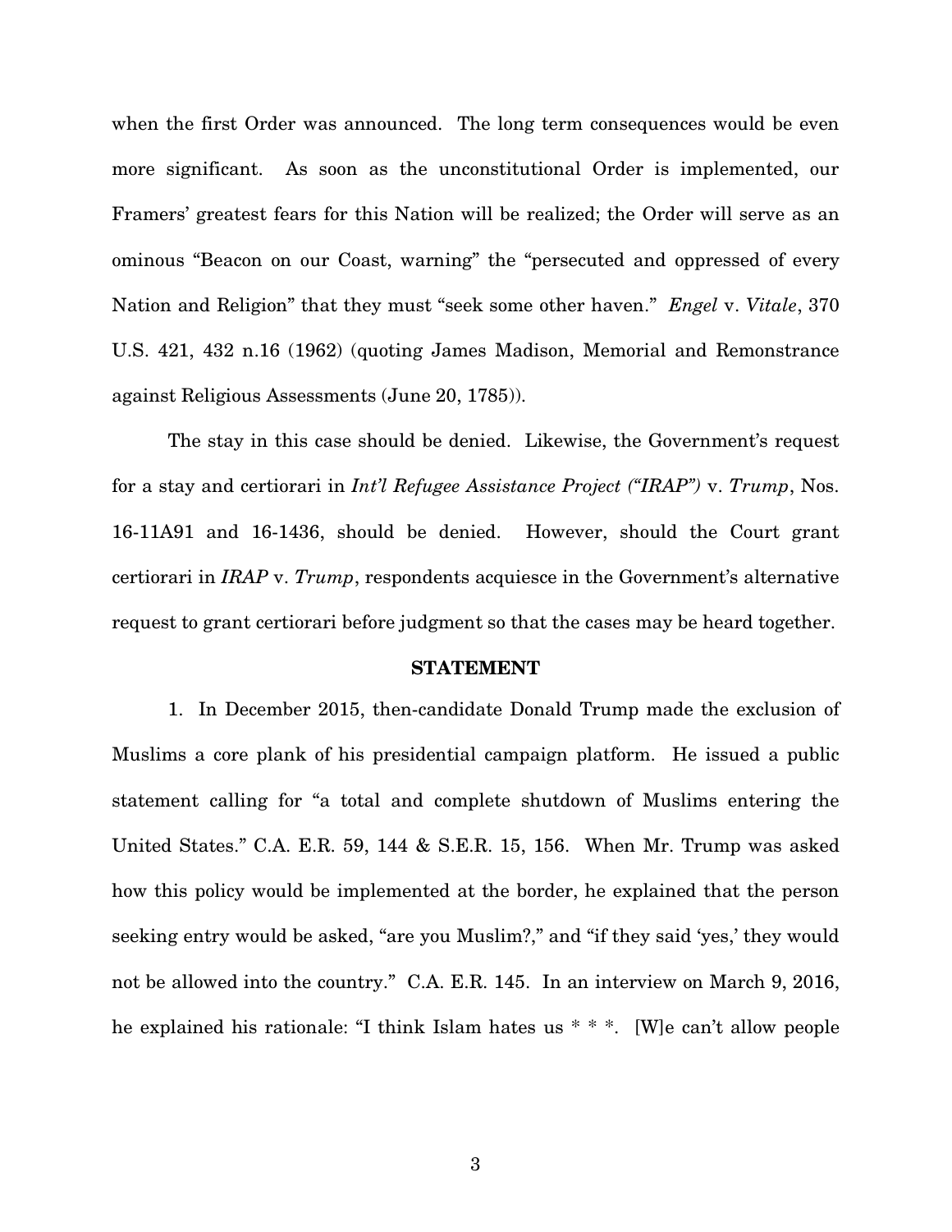when the first Order was announced. The long term consequences would be even more significant. As soon as the unconstitutional Order is implemented, our Framers' greatest fears for this Nation will be realized; the Order will serve as an ominous "Beacon on our Coast, warning" the "persecuted and oppressed of every Nation and Religion" that they must "seek some other haven." *Engel* v. *Vitale*, 370 U.S. 421, 432 n.16 (1962) (quoting James Madison, Memorial and Remonstrance against Religious Assessments (June 20, 1785)).

The stay in this case should be denied. Likewise, the Government's request for a stay and certiorari in *Int'l Refugee Assistance Project ("IRAP")* v. *Trump*, Nos. 16-11A91 and 16-1436, should be denied. However, should the Court grant certiorari in *IRAP* v. *Trump*, respondents acquiesce in the Government's alternative request to grant certiorari before judgment so that the cases may be heard together.

## STATEMENT

1. In December 2015, then-candidate Donald Trump made the exclusion of Muslims a core plank of his presidential campaign platform. He issued a public statement calling for "a total and complete shutdown of Muslims entering the United States." C.A. E.R. 59, 144 & S.E.R. 15, 156. When Mr. Trump was asked how this policy would be implemented at the border, he explained that the person seeking entry would be asked, "are you Muslim?," and "if they said 'yes,' they would not be allowed into the country." C.A. E.R. 145. In an interview on March 9, 2016, he explained his rationale: "I think Islam hates us * * *. [W]e can't allow people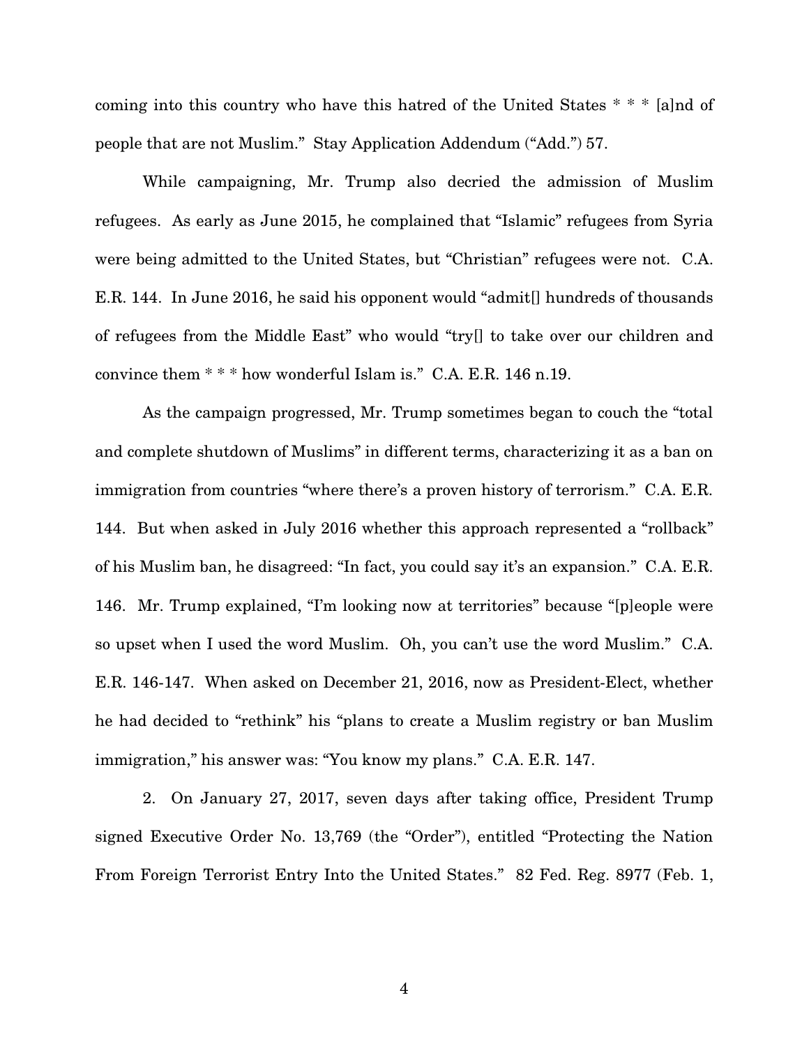coming into this country who have this hatred of the United States * * * [a]nd of people that are not Muslim." Stay Application Addendum ("Add.") 57.

While campaigning, Mr. Trump also decried the admission of Muslim refugees. As early as June 2015, he complained that "Islamic" refugees from Syria were being admitted to the United States, but "Christian" refugees were not. C.A. E.R. 144. In June 2016, he said his opponent would "admit[] hundreds of thousands of refugees from the Middle East" who would "try[] to take over our children and convince them * * * how wonderful Islam is." C.A. E.R. 146 n.19.

As the campaign progressed, Mr. Trump sometimes began to couch the "total and complete shutdown of Muslims" in different terms, characterizing it as a ban on immigration from countries "where there's a proven history of terrorism." C.A. E.R. 144. But when asked in July 2016 whether this approach represented a "rollback" of his Muslim ban, he disagreed: "In fact, you could say it's an expansion." C.A. E.R. 146. Mr. Trump explained, "I'm looking now at territories" because "[p]eople were so upset when I used the word Muslim. Oh, you can't use the word Muslim." C.A. E.R. 146-147. When asked on December 21, 2016, now as President-Elect, whether he had decided to "rethink" his "plans to create a Muslim registry or ban Muslim immigration," his answer was: "You know my plans." C.A. E.R. 147.

2. On January 27, 2017, seven days after taking office, President Trump signed Executive Order No. 13,769 (the "Order"), entitled "Protecting the Nation From Foreign Terrorist Entry Into the United States." 82 Fed. Reg. 8977 (Feb. 1,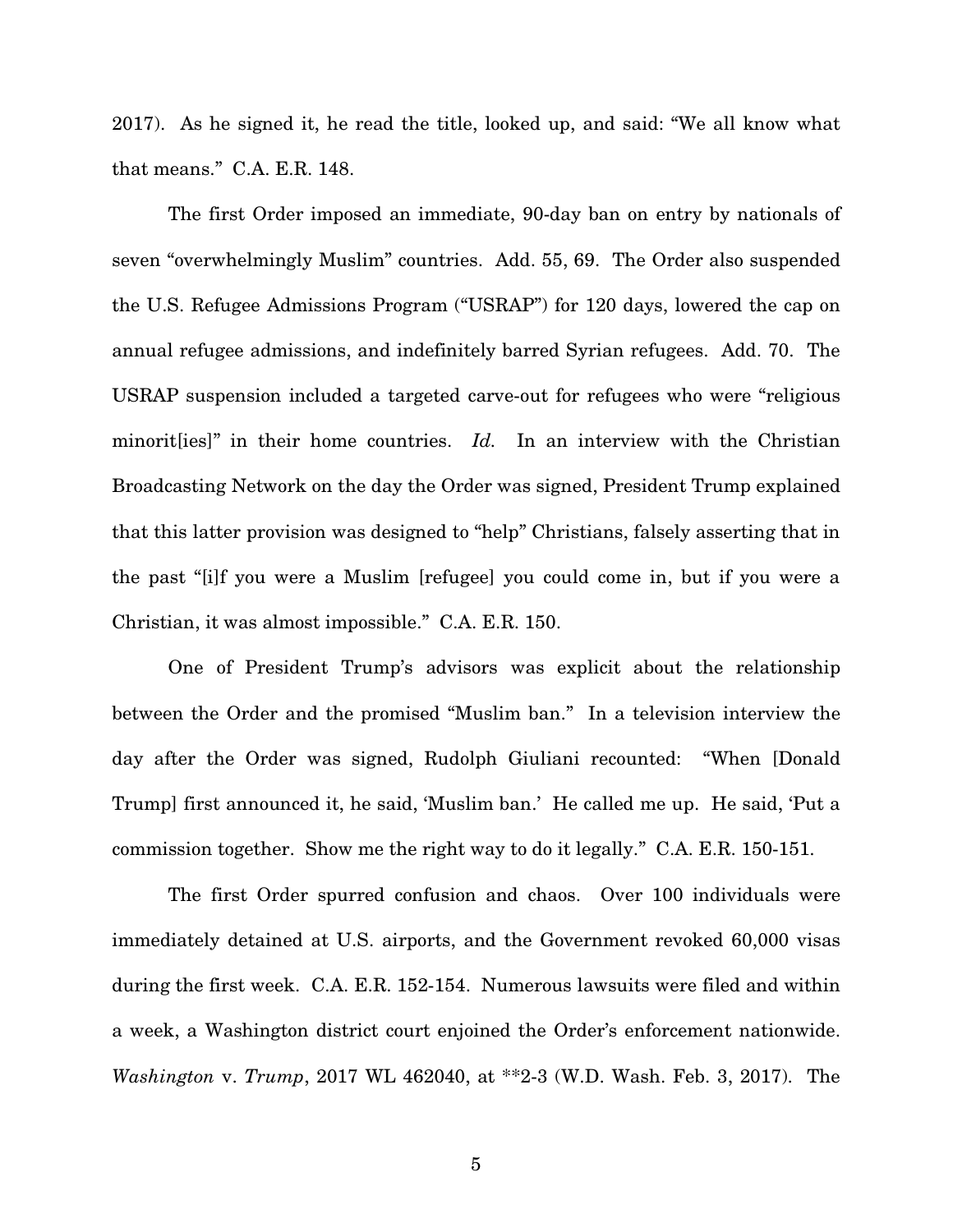2017). As he signed it, he read the title, looked up, and said: "We all know what that means." C.A. E.R. 148.

The first Order imposed an immediate, 90-day ban on entry by nationals of seven "overwhelmingly Muslim" countries. Add. 55, 69. The Order also suspended the U.S. Refugee Admissions Program ("USRAP") for 120 days, lowered the cap on annual refugee admissions, and indefinitely barred Syrian refugees. Add. 70. The USRAP suspension included a targeted carve-out for refugees who were "religious minorit[ies]" in their home countries. *Id.* In an interview with the Christian Broadcasting Network on the day the Order was signed, President Trump explained that this latter provision was designed to "help" Christians, falsely asserting that in the past "[i]f you were a Muslim [refugee] you could come in, but if you were a Christian, it was almost impossible." C.A. E.R. 150.

One of President Trump's advisors was explicit about the relationship between the Order and the promised "Muslim ban." In a television interview the day after the Order was signed, Rudolph Giuliani recounted: "When [Donald Trump] first announced it, he said, 'Muslim ban.' He called me up. He said, 'Put a commission together. Show me the right way to do it legally." C.A. E.R. 150-151.

The first Order spurred confusion and chaos. Over 100 individuals were immediately detained at U.S. airports, and the Government revoked 60,000 visas during the first week. C.A. E.R. 152-154. Numerous lawsuits were filed and within a week, a Washington district court enjoined the Order's enforcement nationwide. *Washington* v. *Trump*, 2017 WL 462040, at **2-3 (W.D. Wash. Feb. 3, 2017). The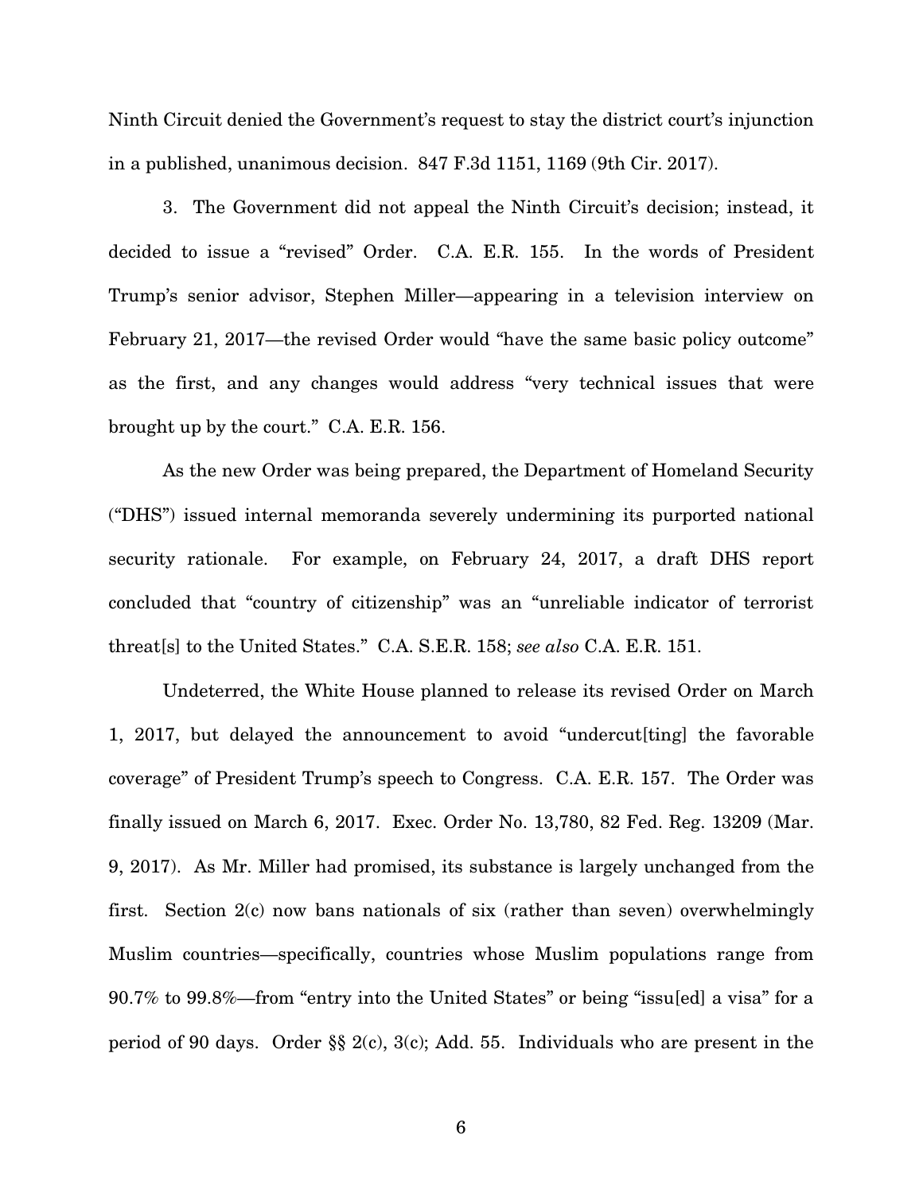Ninth Circuit denied the Government's request to stay the district court's injunction in a published, unanimous decision. 847 F.3d 1151, 1169 (9th Cir. 2017).

3. The Government did not appeal the Ninth Circuit's decision; instead, it decided to issue a "revised" Order. C.A. E.R. 155. In the words of President Trump's senior advisor, Stephen Miller—appearing in a television interview on February 21, 2017—the revised Order would "have the same basic policy outcome" as the first, and any changes would address "very technical issues that were brought up by the court." C.A. E.R. 156.

As the new Order was being prepared, the Department of Homeland Security ("DHS") issued internal memoranda severely undermining its purported national security rationale. For example, on February 24, 2017, a draft DHS report concluded that "country of citizenship" was an "unreliable indicator of terrorist threat[s] to the United States." C.A. S.E.R. 158; *see also* C.A. E.R. 151.

Undeterred, the White House planned to release its revised Order on March 1, 2017, but delayed the announcement to avoid "undercut[ting] the favorable coverage" of President Trump's speech to Congress. C.A. E.R. 157. The Order was finally issued on March 6, 2017. Exec. Order No. 13,780, 82 Fed. Reg. 13209 (Mar. 9, 2017). As Mr. Miller had promised, its substance is largely unchanged from the first. Section 2(c) now bans nationals of six (rather than seven) overwhelmingly Muslim countries—specifically, countries whose Muslim populations range from 90.7% to 99.8%—from "entry into the United States" or being "issu[ed] a visa" for a period of 90 days. Order §§ 2(c), 3(c); Add. 55. Individuals who are present in the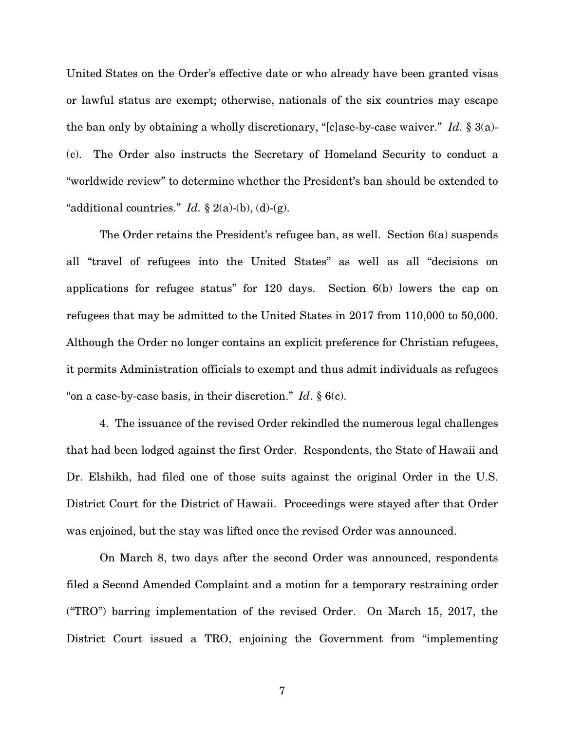United States on the Order's effective date or who already have been granted visas or lawful status are exempt; otherwise, nationals of the six countries may escape the ban only by obtaining a wholly discretionary, "[c]ase-by-case waiver." *Id.* § 3(a)-(c). The Order also instructs the Secretary of Homeland Security to conduct a "worldwide review" to determine whether the President's ban should be extended to "additional countries." *Id.* § 2(a)-(b), (d)-(g).

The Order retains the President's refugee ban, as well. Section 6(a) suspends all "travel of refugees into the United States" as well as all "decisions on applications for refugee status" for 120 days. Section 6(b) lowers the cap on refugees that may be admitted to the United States in 2017 from 110,000 to 50,000. Although the Order no longer contains an explicit preference for Christian refugees, it permits Administration officials to exempt and thus admit individuals as refugees "on a case-by-case basis, in their discretion." *Id*. § 6(c).

4. The issuance of the revised Order rekindled the numerous legal challenges that had been lodged against the first Order. Respondents, the State of Hawaii and Dr. Elshikh, had filed one of those suits against the original Order in the U.S. District Court for the District of Hawaii. Proceedings were stayed after that Order was enjoined, but the stay was lifted once the revised Order was announced.

On March 8, two days after the second Order was announced, respondents filed a Second Amended Complaint and a motion for a temporary restraining order ("TRO") barring implementation of the revised Order. On March 15, 2017, the District Court issued a TRO, enjoining the Government from "implementing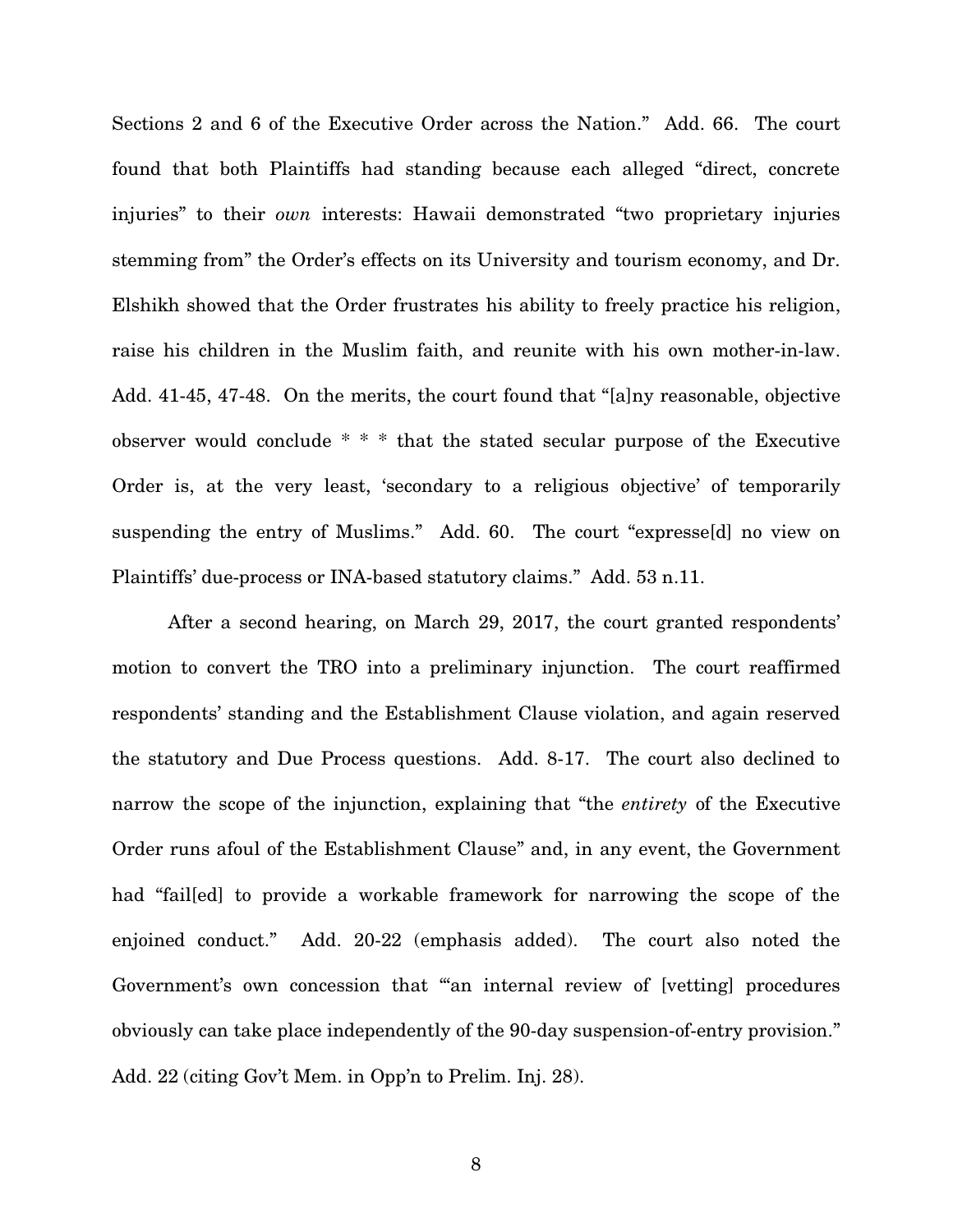Sections 2 and 6 of the Executive Order across the Nation." Add. 66. The court found that both Plaintiffs had standing because each alleged "direct, concrete injuries" to their *own* interests: Hawaii demonstrated "two proprietary injuries stemming from" the Order's effects on its University and tourism economy, and Dr. Elshikh showed that the Order frustrates his ability to freely practice his religion, raise his children in the Muslim faith, and reunite with his own mother-in-law. Add. 41-45, 47-48. On the merits, the court found that "[a]ny reasonable, objective observer would conclude * * * that the stated secular purpose of the Executive Order is, at the very least, 'secondary to a religious objective' of temporarily suspending the entry of Muslims." Add. 60. The court "expresse[d] no view on Plaintiffs' due-process or INA-based statutory claims." Add. 53 n.11.

After a second hearing, on March 29, 2017, the court granted respondents' motion to convert the TRO into a preliminary injunction. The court reaffirmed respondents' standing and the Establishment Clause violation, and again reserved the statutory and Due Process questions. Add. 8-17. The court also declined to narrow the scope of the injunction, explaining that "the *entirety* of the Executive Order runs afoul of the Establishment Clause" and, in any event, the Government had "fail[ed] to provide a workable framework for narrowing the scope of the enjoined conduct." Add. 20-22 (emphasis added). The court also noted the Government's own concession that "'an internal review of [vetting] procedures obviously can take place independently of the 90-day suspension-of-entry provision." Add. 22 (citing Gov't Mem. in Opp'n to Prelim. Inj. 28).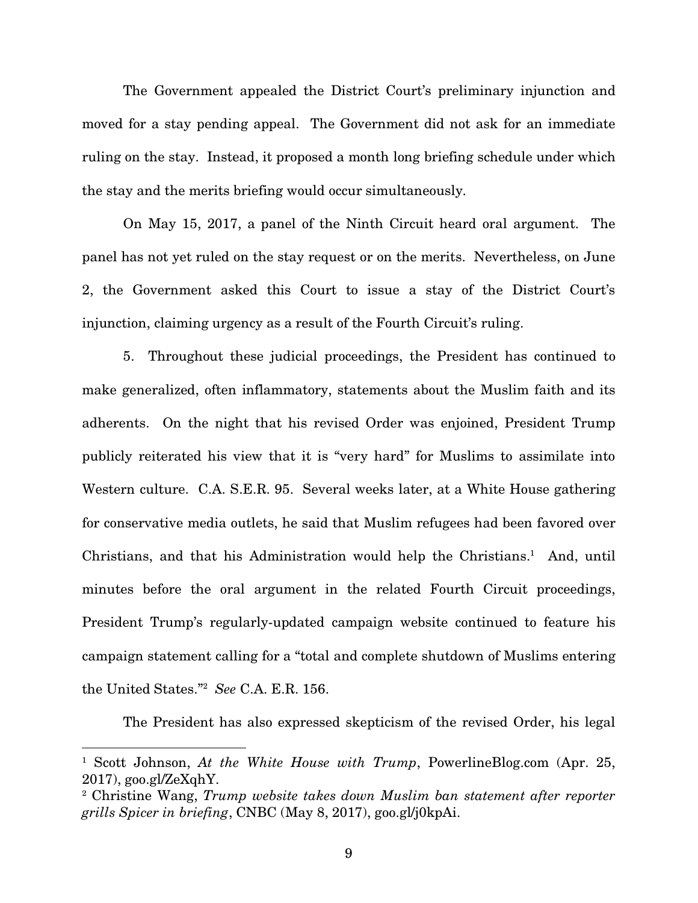The Government appealed the District Court's preliminary injunction and moved for a stay pending appeal. The Government did not ask for an immediate ruling on the stay. Instead, it proposed a month long briefing schedule under which the stay and the merits briefing would occur simultaneously.

On May 15, 2017, a panel of the Ninth Circuit heard oral argument. The panel has not yet ruled on the stay request or on the merits. Nevertheless, on June 2, the Government asked this Court to issue a stay of the District Court's injunction, claiming urgency as a result of the Fourth Circuit's ruling.

5. Throughout these judicial proceedings, the President has continued to make generalized, often inflammatory, statements about the Muslim faith and its adherents. On the night that his revised Order was enjoined, President Trump publicly reiterated his view that it is "very hard" for Muslims to assimilate into Western culture. C.A. S.E.R. 95. Several weeks later, at a White House gathering for conservative media outlets, he said that Muslim refugees had been favored over Christians, and that his Administration would help the Christians.[1] And, until minutes before the oral argument in the related Fourth Circuit proceedings, President Trump's regularly-updated campaign website continued to feature his campaign statement calling for a "total and complete shutdown of Muslims entering the United States."[2] *See* C.A. E.R. 156.

The President has also expressed skepticism of the revised Order, his legal

---

[1] Scott Johnson, *At the White House with Trump*, PowerlineBlog.com (Apr. 25, 2017), goo.gl/ZeXqhY.

[2] Christine Wang, *Trump website takes down Muslim ban statement after reporter grills Spicer in briefing*, CNBC (May 8, 2017), goo.gl/j0kpAi.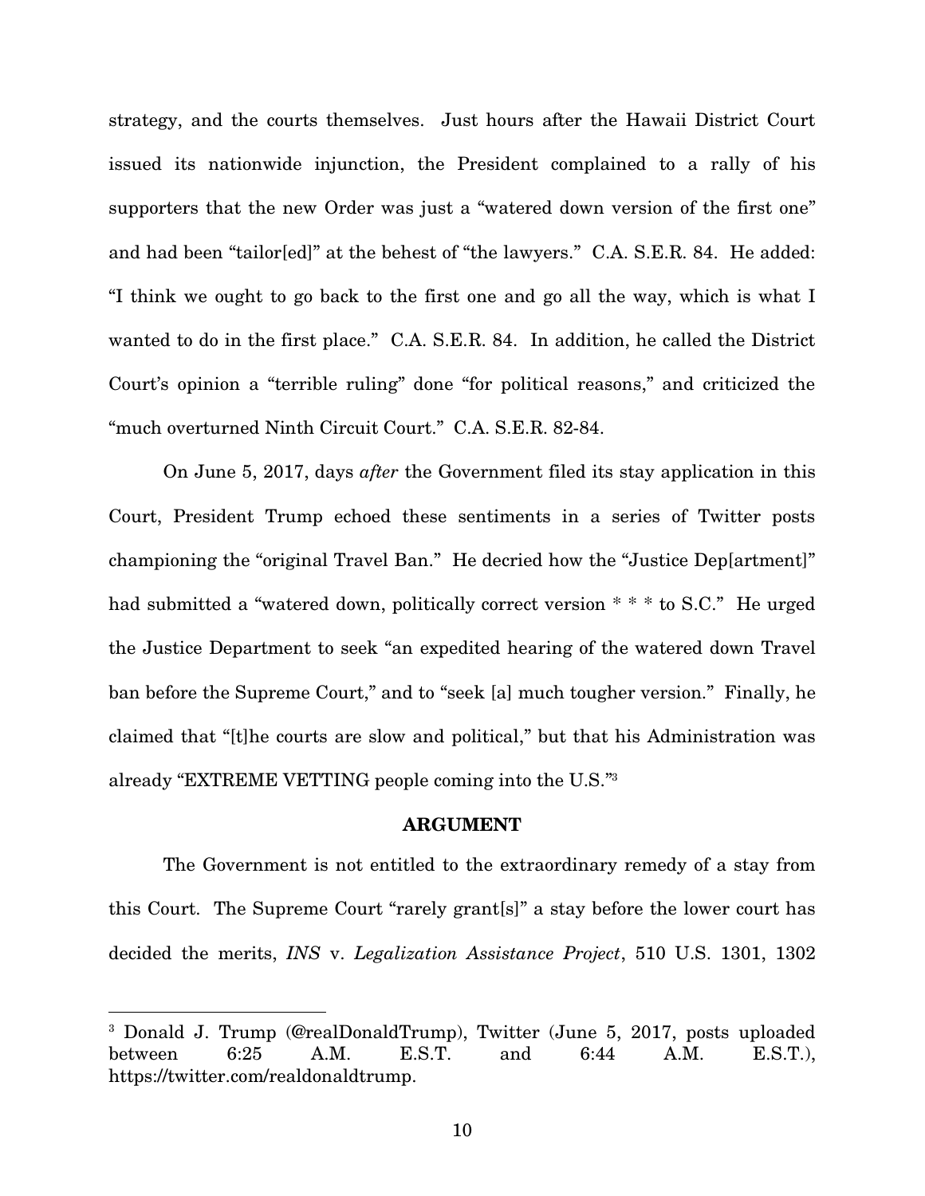strategy, and the courts themselves. Just hours after the Hawaii District Court issued its nationwide injunction, the President complained to a rally of his supporters that the new Order was just a "watered down version of the first one" and had been "tailor[ed]" at the behest of "the lawyers." C.A. S.E.R. 84. He added: "I think we ought to go back to the first one and go all the way, which is what I wanted to do in the first place." C.A. S.E.R. 84. In addition, he called the District Court's opinion a "terrible ruling" done "for political reasons," and criticized the "much overturned Ninth Circuit Court." C.A. S.E.R. 82-84.

On June 5, 2017, days *after* the Government filed its stay application in this Court, President Trump echoed these sentiments in a series of Twitter posts championing the "original Travel Ban." He decried how the "Justice Dep[artment]" had submitted a "watered down, politically correct version * * * to S.C." He urged the Justice Department to seek "an expedited hearing of the watered down Travel ban before the Supreme Court," and to "seek [a] much tougher version." Finally, he claimed that "[t]he courts are slow and political," but that his Administration was already "EXTREME VETTING people coming into the U.S."[3]

**ARGUMENT**

The Government is not entitled to the extraordinary remedy of a stay from this Court. The Supreme Court "rarely grant[s]" a stay before the lower court has decided the merits, *INS* v. *Legalization Assistance Project*, 510 U.S. 1301, 1302

---

[3] Donald J. Trump (@realDonaldTrump), Twitter (June 5, 2017, posts uploaded between 6:25 A.M. E.S.T. and 6:44 A.M. E.S.T.), https://twitter.com/realdonaldtrump.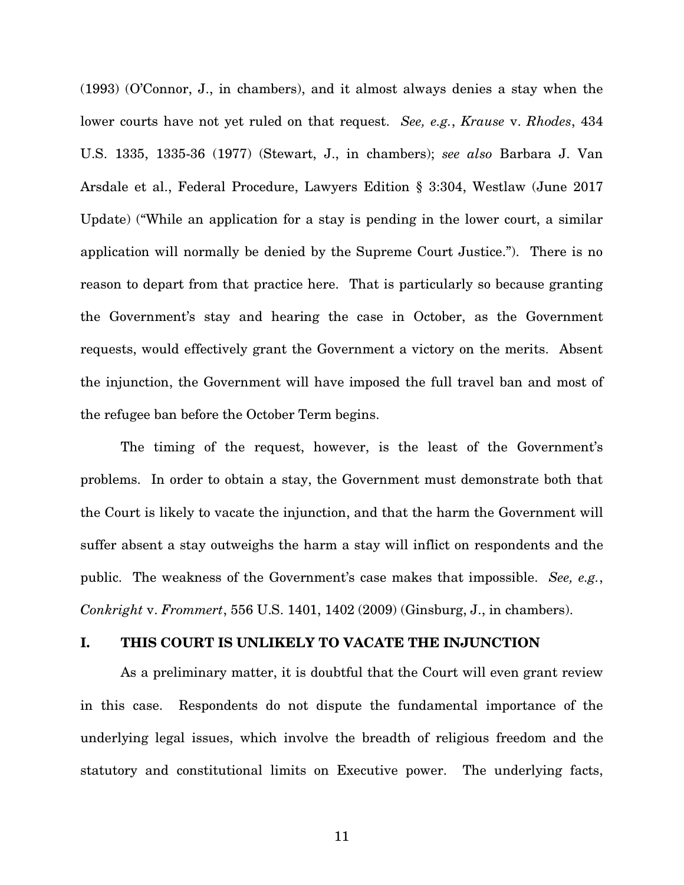(1993) (O'Connor, J., in chambers), and it almost always denies a stay when the lower courts have not yet ruled on that request. *See, e.g.*, *Krause* v. *Rhodes*, 434 U.S. 1335, 1335-36 (1977) (Stewart, J., in chambers); *see also* Barbara J. Van Arsdale et al., Federal Procedure, Lawyers Edition § 3:304, Westlaw (June 2017 Update) ("While an application for a stay is pending in the lower court, a similar application will normally be denied by the Supreme Court Justice."). There is no reason to depart from that practice here. That is particularly so because granting the Government's stay and hearing the case in October, as the Government requests, would effectively grant the Government a victory on the merits. Absent the injunction, the Government will have imposed the full travel ban and most of the refugee ban before the October Term begins.

The timing of the request, however, is the least of the Government's problems. In order to obtain a stay, the Government must demonstrate both that the Court is likely to vacate the injunction, and that the harm the Government will suffer absent a stay outweighs the harm a stay will inflict on respondents and the public. The weakness of the Government's case makes that impossible. *See, e.g.*, *Conkright* v. *Frommert*, 556 U.S. 1401, 1402 (2009) (Ginsburg, J., in chambers).

## I. THIS COURT IS UNLIKELY TO VACATE THE INJUNCTION

As a preliminary matter, it is doubtful that the Court will even grant review in this case. Respondents do not dispute the fundamental importance of the underlying legal issues, which involve the breadth of religious freedom and the statutory and constitutional limits on Executive power. The underlying facts,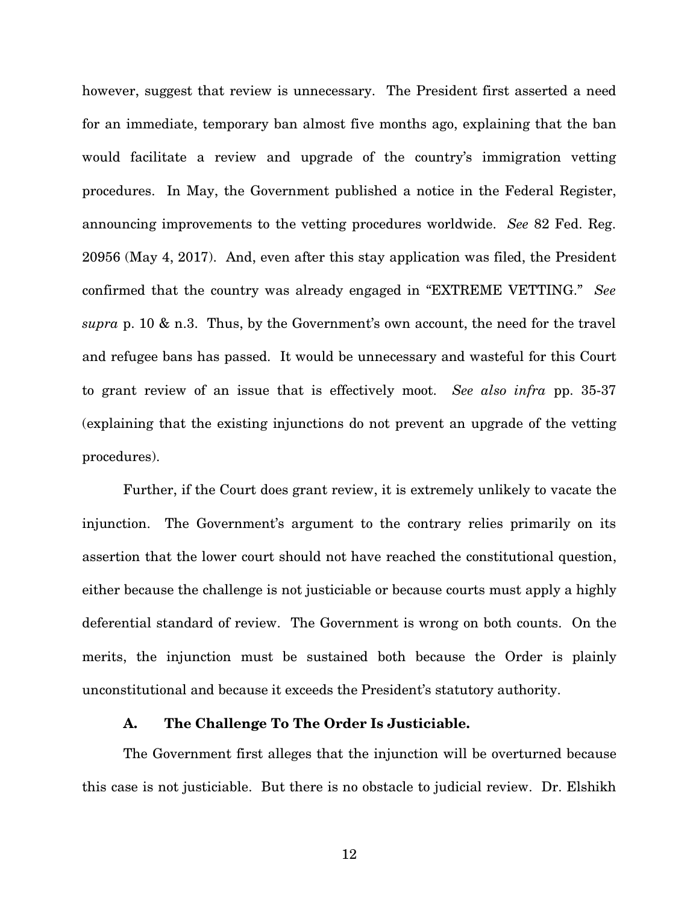however, suggest that review is unnecessary. The President first asserted a need for an immediate, temporary ban almost five months ago, explaining that the ban would facilitate a review and upgrade of the country's immigration vetting procedures. In May, the Government published a notice in the Federal Register, announcing improvements to the vetting procedures worldwide. *See* 82 Fed. Reg. 20956 (May 4, 2017). And, even after this stay application was filed, the President confirmed that the country was already engaged in "EXTREME VETTING." *See supra* p. 10 & n.3. Thus, by the Government's own account, the need for the travel and refugee bans has passed. It would be unnecessary and wasteful for this Court to grant review of an issue that is effectively moot. *See also infra* pp. 35-37 (explaining that the existing injunctions do not prevent an upgrade of the vetting procedures).

Further, if the Court does grant review, it is extremely unlikely to vacate the injunction. The Government's argument to the contrary relies primarily on its assertion that the lower court should not have reached the constitutional question, either because the challenge is not justiciable or because courts must apply a highly deferential standard of review. The Government is wrong on both counts. On the merits, the injunction must be sustained both because the Order is plainly unconstitutional and because it exceeds the President's statutory authority.

### A. The Challenge To The Order Is Justiciable.

The Government first alleges that the injunction will be overturned because this case is not justiciable. But there is no obstacle to judicial review. Dr. Elshikh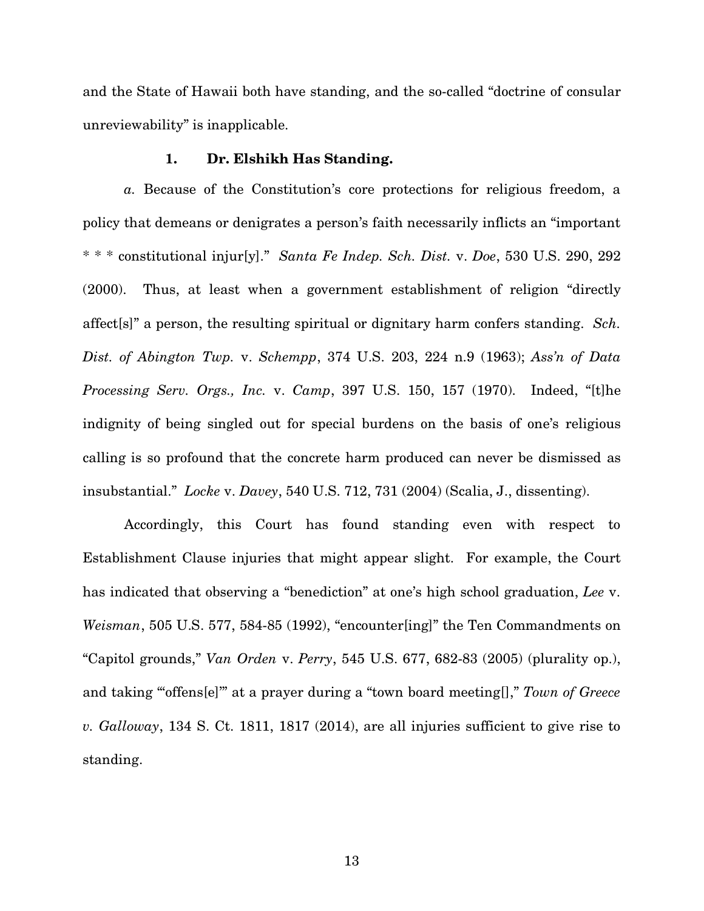and the State of Hawaii both have standing, and the so-called "doctrine of consular unreviewability" is inapplicable.

### 1. Dr. Elshikh Has Standing.

*a.* Because of the Constitution's core protections for religious freedom, a policy that demeans or denigrates a person's faith necessarily inflicts an "important * * * constitutional injur[y]." *Santa Fe Indep. Sch. Dist.* v. *Doe*, 530 U.S. 290, 292 (2000). Thus, at least when a government establishment of religion "directly affect[s]" a person, the resulting spiritual or dignitary harm confers standing. *Sch. Dist. of Abington Twp.* v. *Schempp*, 374 U.S. 203, 224 n.9 (1963); *Ass'n of Data Processing Serv. Orgs., Inc.* v. *Camp*, 397 U.S. 150, 157 (1970). Indeed, "[t]he indignity of being singled out for special burdens on the basis of one's religious calling is so profound that the concrete harm produced can never be dismissed as insubstantial." *Locke* v. *Davey*, 540 U.S. 712, 731 (2004) (Scalia, J., dissenting).

Accordingly, this Court has found standing even with respect to Establishment Clause injuries that might appear slight. For example, the Court has indicated that observing a "benediction" at one's high school graduation, *Lee* v. *Weisman*, 505 U.S. 577, 584-85 (1992), "encounter[ing]" the Ten Commandments on "Capitol grounds," *Van Orden* v. *Perry*, 545 U.S. 677, 682-83 (2005) (plurality op.), and taking "'offens[e]'" at a prayer during a "town board meeting[]," *Town of Greece v. Galloway*, 134 S. Ct. 1811, 1817 (2014), are all injuries sufficient to give rise to standing.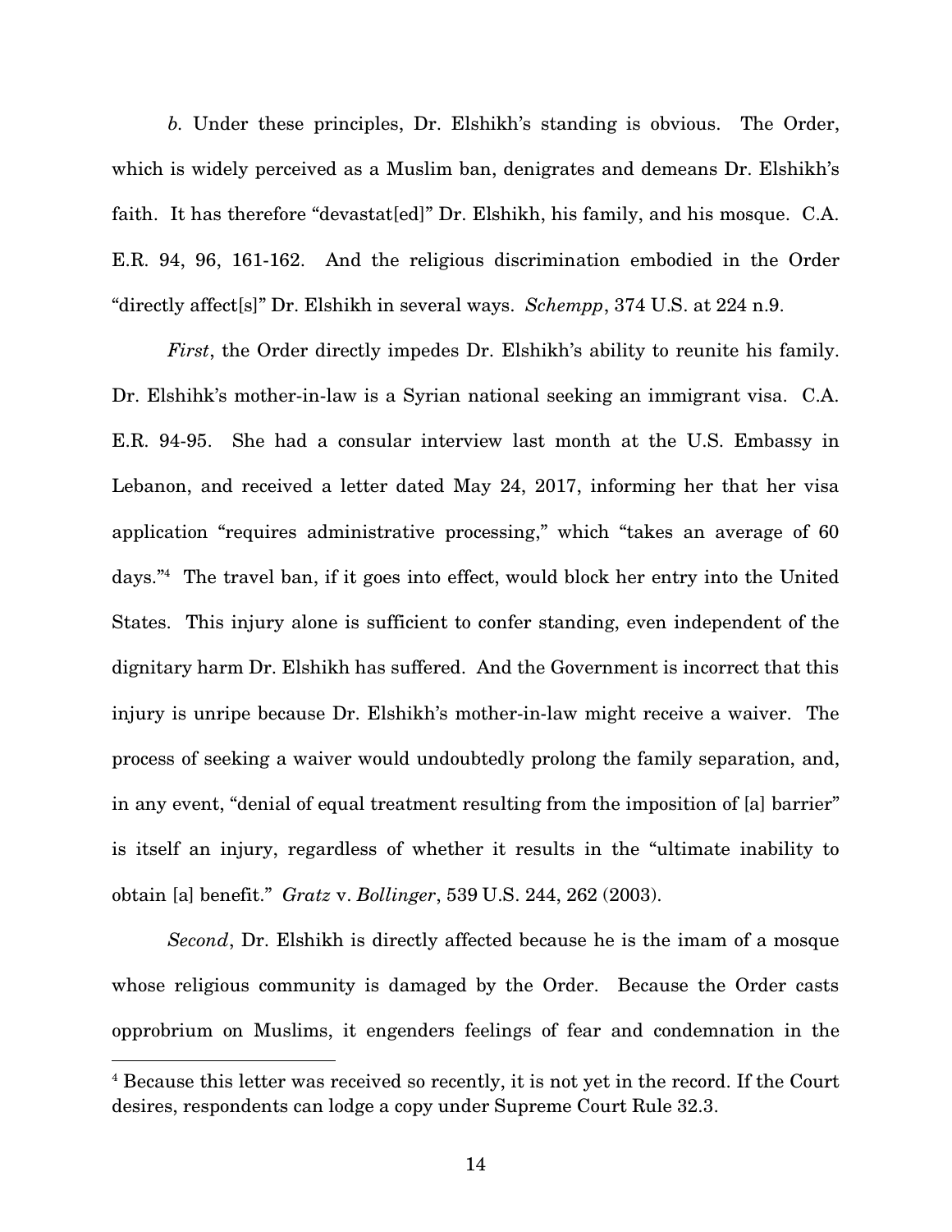*b*. Under these principles, Dr. Elshikh's standing is obvious. The Order, which is widely perceived as a Muslim ban, denigrates and demeans Dr. Elshikh's faith. It has therefore "devastat[ed]" Dr. Elshikh, his family, and his mosque. C.A. E.R. 94, 96, 161-162. And the religious discrimination embodied in the Order "directly affect[s]" Dr. Elshikh in several ways. *Schempp*, 374 U.S. at 224 n.9.

*First*, the Order directly impedes Dr. Elshikh's ability to reunite his family. Dr. Elshihk's mother-in-law is a Syrian national seeking an immigrant visa. C.A. E.R. 94-95. She had a consular interview last month at the U.S. Embassy in Lebanon, and received a letter dated May 24, 2017, informing her that her visa application "requires administrative processing," which "takes an average of 60 days."[4] The travel ban, if it goes into effect, would block her entry into the United States. This injury alone is sufficient to confer standing, even independent of the dignitary harm Dr. Elshikh has suffered. And the Government is incorrect that this injury is unripe because Dr. Elshikh's mother-in-law might receive a waiver. The process of seeking a waiver would undoubtedly prolong the family separation, and, in any event, "denial of equal treatment resulting from the imposition of [a] barrier" is itself an injury, regardless of whether it results in the "ultimate inability to obtain [a] benefit." *Gratz* v. *Bollinger*, 539 U.S. 244, 262 (2003).

*Second*, Dr. Elshikh is directly affected because he is the imam of a mosque whose religious community is damaged by the Order. Because the Order casts opprobrium on Muslims, it engenders feelings of fear and condemnation in the

[4] Because this letter was received so recently, it is not yet in the record. If the Court desires, respondents can lodge a copy under Supreme Court Rule 32.3.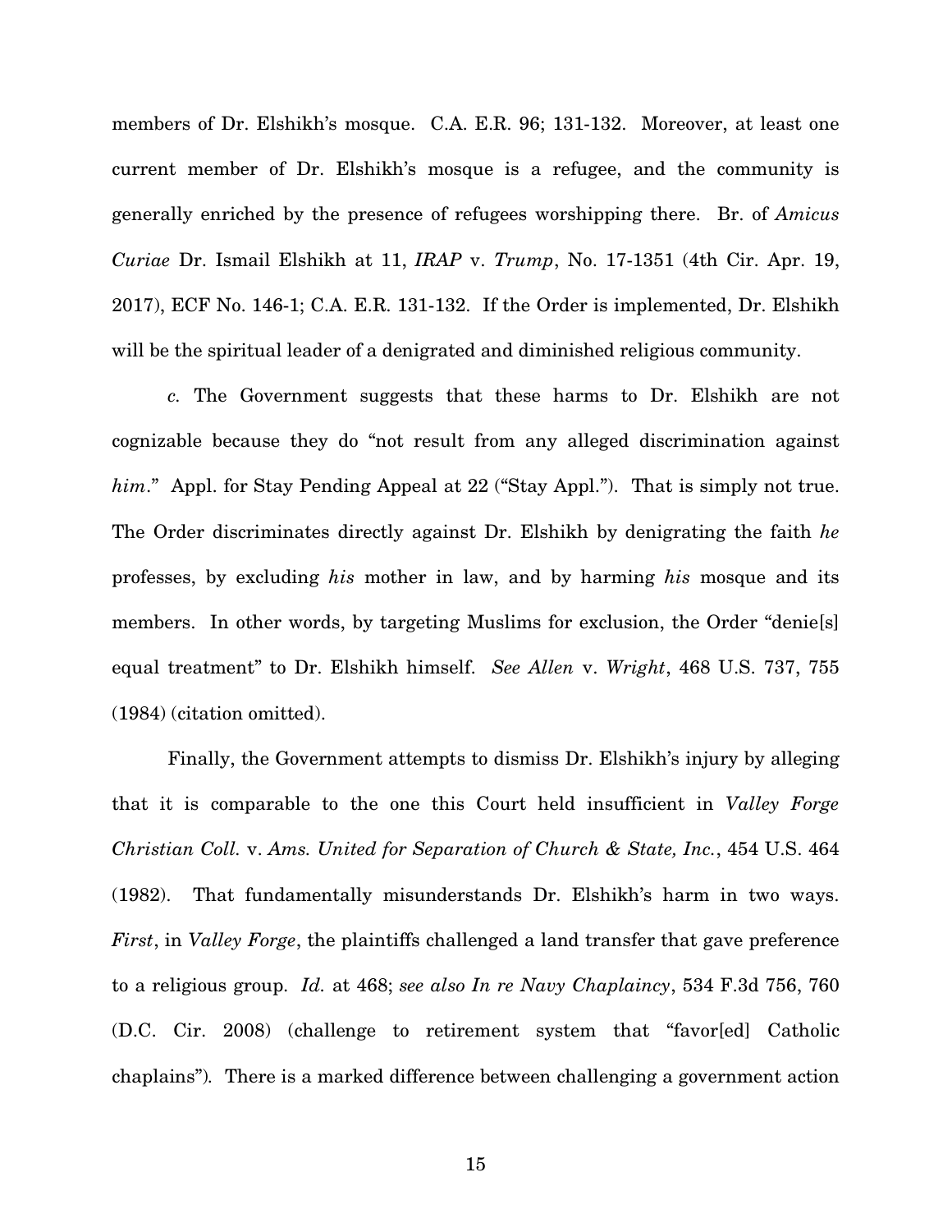members of Dr. Elshikh's mosque. C.A. E.R. 96; 131-132. Moreover, at least one current member of Dr. Elshikh's mosque is a refugee, and the community is generally enriched by the presence of refugees worshipping there. Br. of *Amicus Curiae* Dr. Ismail Elshikh at 11, *IRAP* v. *Trump*, No. 17-1351 (4th Cir. Apr. 19, 2017), ECF No. 146-1; C.A. E.R. 131-132. If the Order is implemented, Dr. Elshikh will be the spiritual leader of a denigrated and diminished religious community.

*c.* The Government suggests that these harms to Dr. Elshikh are not cognizable because they do "not result from any alleged discrimination against *him*." Appl. for Stay Pending Appeal at 22 ("Stay Appl."). That is simply not true. The Order discriminates directly against Dr. Elshikh by denigrating the faith *he* professes, by excluding *his* mother in law, and by harming *his* mosque and its members. In other words, by targeting Muslims for exclusion, the Order "denie[s] equal treatment" to Dr. Elshikh himself. *See Allen* v. *Wright*, 468 U.S. 737, 755 (1984) (citation omitted).

Finally, the Government attempts to dismiss Dr. Elshikh's injury by alleging that it is comparable to the one this Court held insufficient in *Valley Forge Christian Coll.* v. *Ams. United for Separation of Church & State, Inc.*, 454 U.S. 464 (1982). That fundamentally misunderstands Dr. Elshikh's harm in two ways. *First*, in *Valley Forge*, the plaintiffs challenged a land transfer that gave preference to a religious group. *Id.* at 468; *see also In re Navy Chaplaincy*, 534 F.3d 756, 760 (D.C. Cir. 2008) (challenge to retirement system that "favor[ed] Catholic chaplains"). There is a marked difference between challenging a government action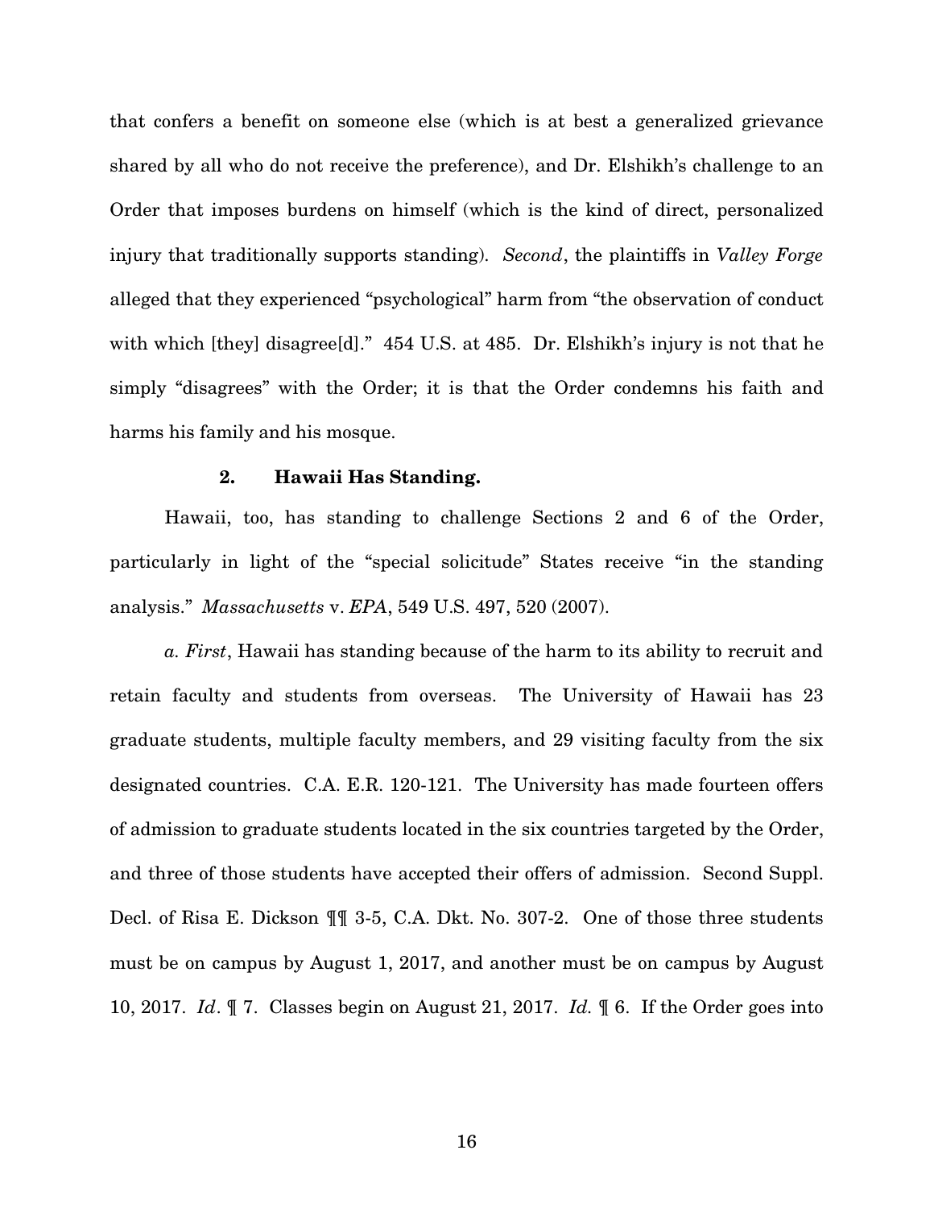that confers a benefit on someone else (which is at best a generalized grievance shared by all who do not receive the preference), and Dr. Elshikh's challenge to an Order that imposes burdens on himself (which is the kind of direct, personalized injury that traditionally supports standing). *Second*, the plaintiffs in *Valley Forge* alleged that they experienced "psychological" harm from "the observation of conduct with which [they] disagree[d]." 454 U.S. at 485. Dr. Elshikh's injury is not that he simply "disagrees" with the Order; it is that the Order condemns his faith and harms his family and his mosque.

### 2. Hawaii Has Standing.

Hawaii, too, has standing to challenge Sections 2 and 6 of the Order, particularly in light of the "special solicitude" States receive "in the standing analysis." *Massachusetts* v. *EPA*, 549 U.S. 497, 520 (2007).

*a. First*, Hawaii has standing because of the harm to its ability to recruit and retain faculty and students from overseas. The University of Hawaii has 23 graduate students, multiple faculty members, and 29 visiting faculty from the six designated countries. C.A. E.R. 120-121. The University has made fourteen offers of admission to graduate students located in the six countries targeted by the Order, and three of those students have accepted their offers of admission. Second Suppl. Decl. of Risa E. Dickson ¶¶ 3-5, C.A. Dkt. No. 307-2. One of those three students must be on campus by August 1, 2017, and another must be on campus by August 10, 2017. *Id*. ¶ 7. Classes begin on August 21, 2017. *Id.* ¶ 6. If the Order goes into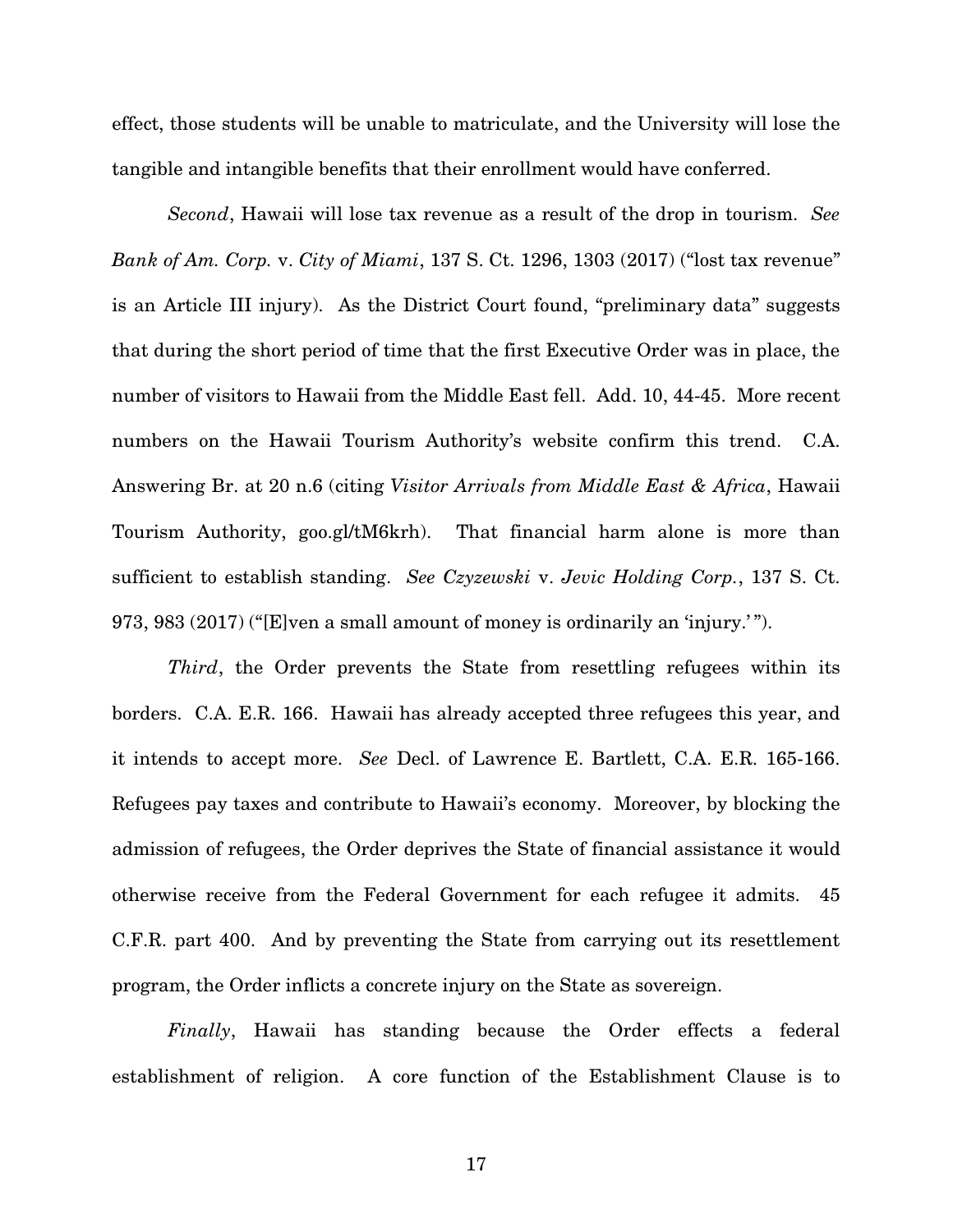effect, those students will be unable to matriculate, and the University will lose the tangible and intangible benefits that their enrollment would have conferred.

*Second*, Hawaii will lose tax revenue as a result of the drop in tourism. *See Bank of Am. Corp.* v. *City of Miami*, 137 S. Ct. 1296, 1303 (2017) ("lost tax revenue" is an Article III injury). As the District Court found, "preliminary data" suggests that during the short period of time that the first Executive Order was in place, the number of visitors to Hawaii from the Middle East fell. Add. 10, 44-45. More recent numbers on the Hawaii Tourism Authority's website confirm this trend. C.A. Answering Br. at 20 n.6 (citing *Visitor Arrivals from Middle East & Africa*, Hawaii Tourism Authority, goo.gl/tM6krh). That financial harm alone is more than sufficient to establish standing. *See Czyzewski* v. *Jevic Holding Corp.*, 137 S. Ct. 973, 983 (2017) ("[E]ven a small amount of money is ordinarily an 'injury.'").

*Third*, the Order prevents the State from resettling refugees within its borders. C.A. E.R. 166. Hawaii has already accepted three refugees this year, and it intends to accept more. *See* Decl. of Lawrence E. Bartlett, C.A. E.R. 165-166. Refugees pay taxes and contribute to Hawaii's economy. Moreover, by blocking the admission of refugees, the Order deprives the State of financial assistance it would otherwise receive from the Federal Government for each refugee it admits. 45 C.F.R. part 400. And by preventing the State from carrying out its resettlement program, the Order inflicts a concrete injury on the State as sovereign.

*Finally*, Hawaii has standing because the Order effects a federal establishment of religion. A core function of the Establishment Clause is to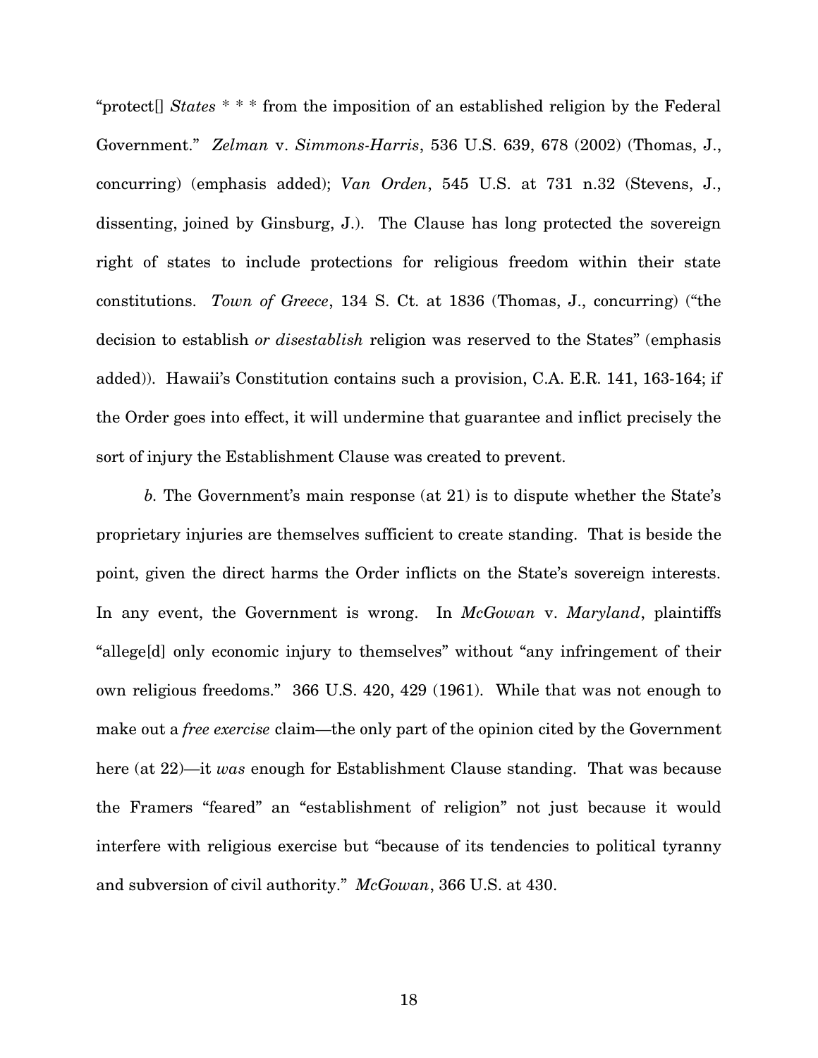"protect[] *States* * * * from the imposition of an established religion by the Federal Government." *Zelman* v. *Simmons-Harris*, 536 U.S. 639, 678 (2002) (Thomas, J., concurring) (emphasis added); *Van Orden*, 545 U.S. at 731 n.32 (Stevens, J., dissenting, joined by Ginsburg, J.). The Clause has long protected the sovereign right of states to include protections for religious freedom within their state constitutions. *Town of Greece*, 134 S. Ct. at 1836 (Thomas, J., concurring) ("the decision to establish *or disestablish* religion was reserved to the States" (emphasis added)). Hawaii's Constitution contains such a provision, C.A. E.R. 141, 163-164; if the Order goes into effect, it will undermine that guarantee and inflict precisely the sort of injury the Establishment Clause was created to prevent.

*b.* The Government's main response (at 21) is to dispute whether the State's proprietary injuries are themselves sufficient to create standing. That is beside the point, given the direct harms the Order inflicts on the State's sovereign interests. In any event, the Government is wrong. In *McGowan* v. *Maryland*, plaintiffs "allege[d] only economic injury to themselves" without "any infringement of their own religious freedoms." 366 U.S. 420, 429 (1961). While that was not enough to make out a *free exercise* claim—the only part of the opinion cited by the Government here (at 22)—it *was* enough for Establishment Clause standing. That was because the Framers "feared" an "establishment of religion" not just because it would interfere with religious exercise but "because of its tendencies to political tyranny and subversion of civil authority." *McGowan*, 366 U.S. at 430.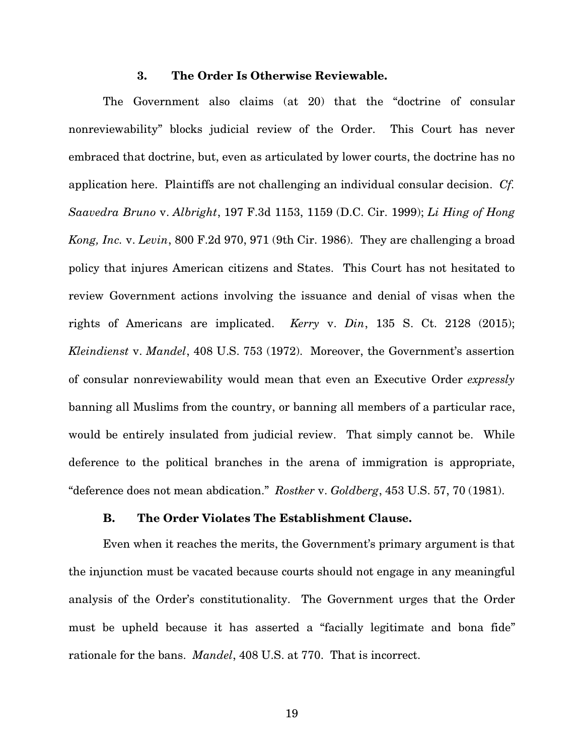### 3. The Order Is Otherwise Reviewable.

The Government also claims (at 20) that the "doctrine of consular nonreviewability" blocks judicial review of the Order. This Court has never embraced that doctrine, but, even as articulated by lower courts, the doctrine has no application here. Plaintiffs are not challenging an individual consular decision. *Cf. Saavedra Bruno* v. *Albright*, 197 F.3d 1153, 1159 (D.C. Cir. 1999); *Li Hing of Hong Kong, Inc.* v. *Levin*, 800 F.2d 970, 971 (9th Cir. 1986). They are challenging a broad policy that injures American citizens and States. This Court has not hesitated to review Government actions involving the issuance and denial of visas when the rights of Americans are implicated. *Kerry* v. *Din*, 135 S. Ct. 2128 (2015); *Kleindienst* v. *Mandel*, 408 U.S. 753 (1972). Moreover, the Government's assertion of consular nonreviewability would mean that even an Executive Order *expressly* banning all Muslims from the country, or banning all members of a particular race, would be entirely insulated from judicial review. That simply cannot be. While deference to the political branches in the arena of immigration is appropriate, "deference does not mean abdication." *Rostker* v. *Goldberg*, 453 U.S. 57, 70 (1981).

## B. The Order Violates The Establishment Clause.

Even when it reaches the merits, the Government's primary argument is that the injunction must be vacated because courts should not engage in any meaningful analysis of the Order's constitutionality. The Government urges that the Order must be upheld because it has asserted a "facially legitimate and bona fide" rationale for the bans. *Mandel*, 408 U.S. at 770. That is incorrect.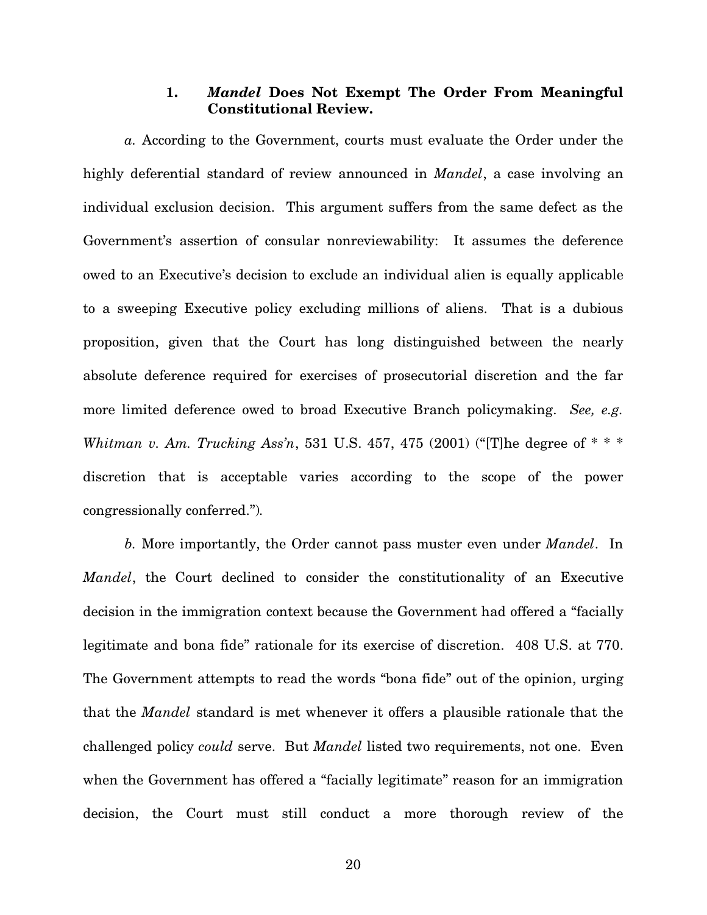### 1. *Mandel* Does Not Exempt The Order From Meaningful Constitutional Review.

*a.* According to the Government, courts must evaluate the Order under the highly deferential standard of review announced in *Mandel*, a case involving an individual exclusion decision. This argument suffers from the same defect as the Government's assertion of consular nonreviewability: It assumes the deference owed to an Executive's decision to exclude an individual alien is equally applicable to a sweeping Executive policy excluding millions of aliens. That is a dubious proposition, given that the Court has long distinguished between the nearly absolute deference required for exercises of prosecutorial discretion and the far more limited deference owed to broad Executive Branch policymaking. *See, e.g. Whitman v. Am. Trucking Ass'n*, 531 U.S. 457, 475 (2001) ("[T]he degree of * * * discretion that is acceptable varies according to the scope of the power congressionally conferred.").

*b.* More importantly, the Order cannot pass muster even under *Mandel*. In *Mandel*, the Court declined to consider the constitutionality of an Executive decision in the immigration context because the Government had offered a "facially legitimate and bona fide" rationale for its exercise of discretion. 408 U.S. at 770. The Government attempts to read the words "bona fide" out of the opinion, urging that the *Mandel* standard is met whenever it offers a plausible rationale that the challenged policy *could* serve. But *Mandel* listed two requirements, not one. Even when the Government has offered a "facially legitimate" reason for an immigration decision, the Court must still conduct a more thorough review of the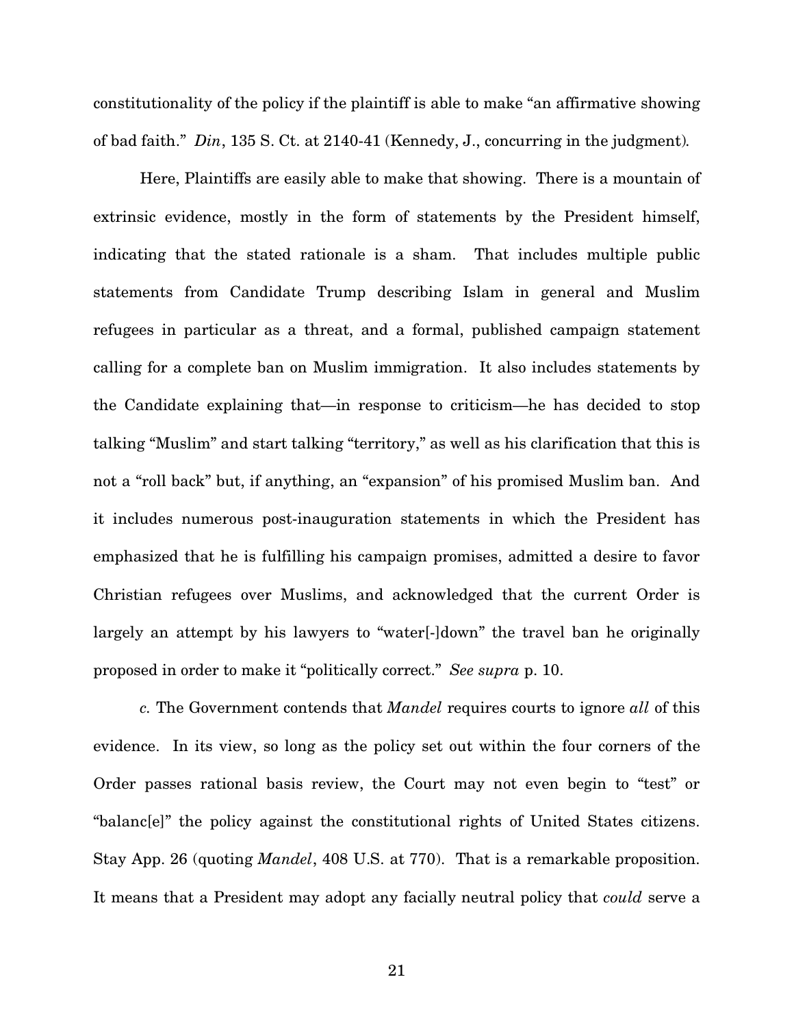constitutionality of the policy if the plaintiff is able to make "an affirmative showing of bad faith." *Din*, 135 S. Ct. at 2140-41 (Kennedy, J., concurring in the judgment).

Here, Plaintiffs are easily able to make that showing. There is a mountain of extrinsic evidence, mostly in the form of statements by the President himself, indicating that the stated rationale is a sham. That includes multiple public statements from Candidate Trump describing Islam in general and Muslim refugees in particular as a threat, and a formal, published campaign statement calling for a complete ban on Muslim immigration. It also includes statements by the Candidate explaining that—in response to criticism—he has decided to stop talking "Muslim" and start talking "territory," as well as his clarification that this is not a "roll back" but, if anything, an "expansion" of his promised Muslim ban. And it includes numerous post-inauguration statements in which the President has emphasized that he is fulfilling his campaign promises, admitted a desire to favor Christian refugees over Muslims, and acknowledged that the current Order is largely an attempt by his lawyers to "water[-]down" the travel ban he originally proposed in order to make it "politically correct." *See supra* p. 10.

*c.* The Government contends that *Mandel* requires courts to ignore *all* of this evidence. In its view, so long as the policy set out within the four corners of the Order passes rational basis review, the Court may not even begin to "test" or "balanc[e]" the policy against the constitutional rights of United States citizens. Stay App. 26 (quoting *Mandel*, 408 U.S. at 770). That is a remarkable proposition. It means that a President may adopt any facially neutral policy that *could* serve a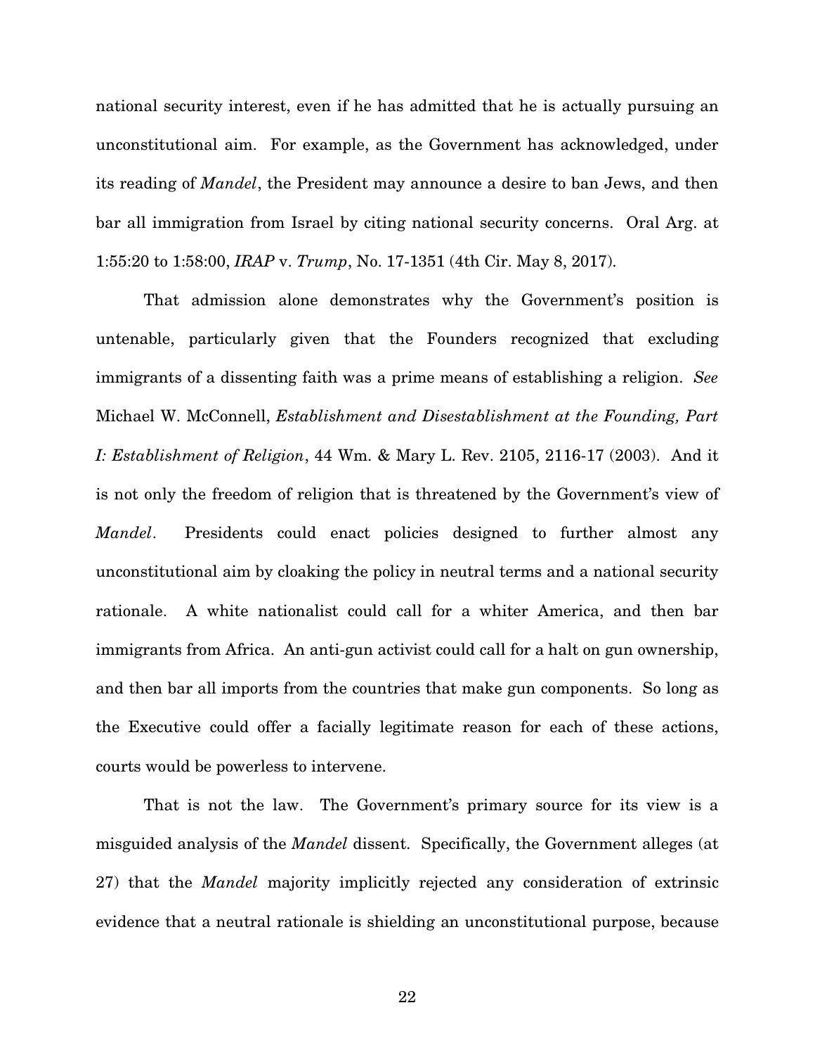national security interest, even if he has admitted that he is actually pursuing an unconstitutional aim. For example, as the Government has acknowledged, under its reading of *Mandel*, the President may announce a desire to ban Jews, and then bar all immigration from Israel by citing national security concerns. Oral Arg. at 1:55:20 to 1:58:00, *IRAP* v. *Trump*, No. 17-1351 (4th Cir. May 8, 2017).

That admission alone demonstrates why the Government's position is untenable, particularly given that the Founders recognized that excluding immigrants of a dissenting faith was a prime means of establishing a religion. *See* Michael W. McConnell, *Establishment and Disestablishment at the Founding, Part I: Establishment of Religion*, 44 Wm. & Mary L. Rev. 2105, 2116-17 (2003). And it is not only the freedom of religion that is threatened by the Government's view of *Mandel*. Presidents could enact policies designed to further almost any unconstitutional aim by cloaking the policy in neutral terms and a national security rationale. A white nationalist could call for a whiter America, and then bar immigrants from Africa. An anti-gun activist could call for a halt on gun ownership, and then bar all imports from the countries that make gun components. So long as the Executive could offer a facially legitimate reason for each of these actions, courts would be powerless to intervene.

That is not the law. The Government's primary source for its view is a misguided analysis of the *Mandel* dissent. Specifically, the Government alleges (at 27) that the *Mandel* majority implicitly rejected any consideration of extrinsic evidence that a neutral rationale is shielding an unconstitutional purpose, because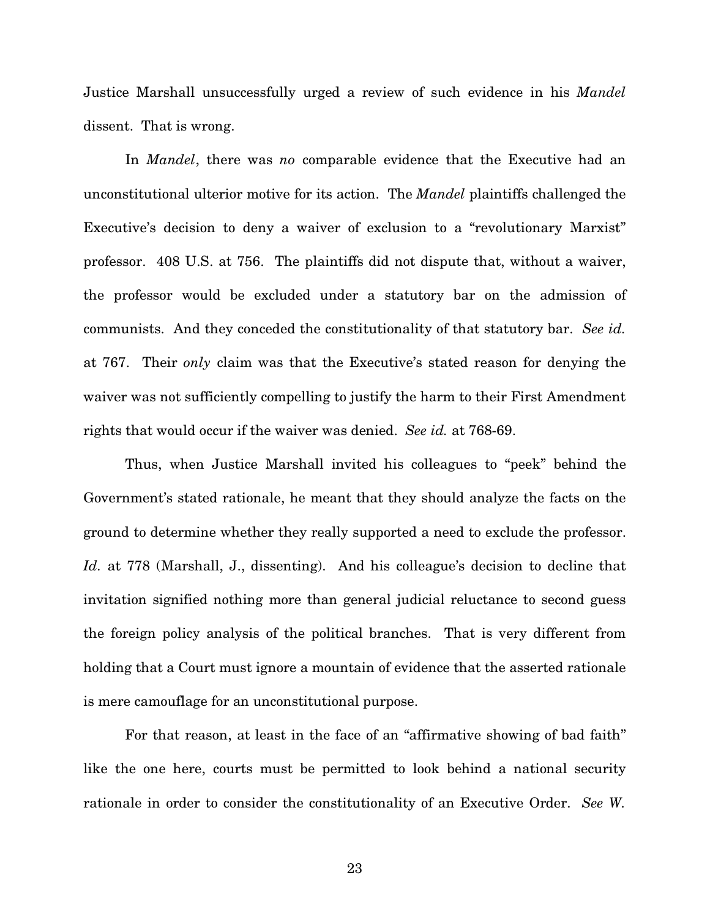Justice Marshall unsuccessfully urged a review of such evidence in his *Mandel* dissent. That is wrong.

In *Mandel*, there was *no* comparable evidence that the Executive had an unconstitutional ulterior motive for its action. The *Mandel* plaintiffs challenged the Executive's decision to deny a waiver of exclusion to a "revolutionary Marxist" professor. 408 U.S. at 756. The plaintiffs did not dispute that, without a waiver, the professor would be excluded under a statutory bar on the admission of communists. And they conceded the constitutionality of that statutory bar. *See id.* at 767. Their *only* claim was that the Executive's stated reason for denying the waiver was not sufficiently compelling to justify the harm to their First Amendment rights that would occur if the waiver was denied. *See id.* at 768-69.

Thus, when Justice Marshall invited his colleagues to "peek" behind the Government's stated rationale, he meant that they should analyze the facts on the ground to determine whether they really supported a need to exclude the professor. *Id.* at 778 (Marshall, J., dissenting). And his colleague's decision to decline that invitation signified nothing more than general judicial reluctance to second guess the foreign policy analysis of the political branches. That is very different from holding that a Court must ignore a mountain of evidence that the asserted rationale is mere camouflage for an unconstitutional purpose.

For that reason, at least in the face of an "affirmative showing of bad faith" like the one here, courts must be permitted to look behind a national security rationale in order to consider the constitutionality of an Executive Order. *See W.*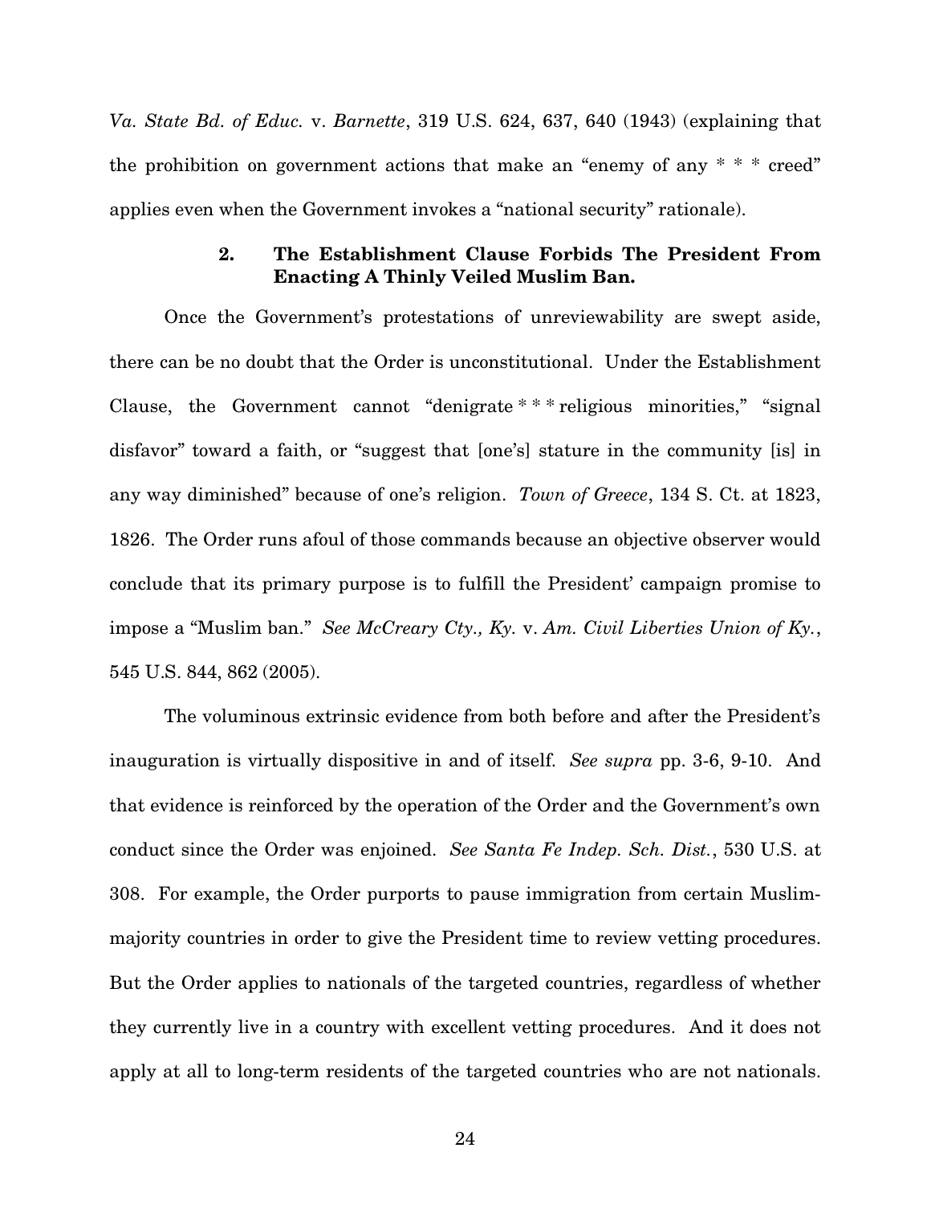*Va. State Bd. of Educ.* v. *Barnette*, 319 U.S. 624, 637, 640 (1943) (explaining that the prohibition on government actions that make an "enemy of any * * * creed" applies even when the Government invokes a "national security" rationale).

### 2. The Establishment Clause Forbids The President From Enacting A Thinly Veiled Muslim Ban.

Once the Government's protestations of unreviewability are swept aside, there can be no doubt that the Order is unconstitutional. Under the Establishment Clause, the Government cannot "denigrate * * * religious minorities," "signal disfavor" toward a faith, or "suggest that [one's] stature in the community [is] in any way diminished" because of one's religion. *Town of Greece*, 134 S. Ct. at 1823, 1826. The Order runs afoul of those commands because an objective observer would conclude that its primary purpose is to fulfill the President' campaign promise to impose a "Muslim ban." *See McCreary Cty., Ky.* v. *Am. Civil Liberties Union of Ky.*, 545 U.S. 844, 862 (2005).

The voluminous extrinsic evidence from both before and after the President's inauguration is virtually dispositive in and of itself. *See supra* pp. 3-6, 9-10. And that evidence is reinforced by the operation of the Order and the Government's own conduct since the Order was enjoined. *See Santa Fe Indep. Sch. Dist.*, 530 U.S. at 308. For example, the Order purports to pause immigration from certain Muslim-majority countries in order to give the President time to review vetting procedures. But the Order applies to nationals of the targeted countries, regardless of whether they currently live in a country with excellent vetting procedures. And it does not apply at all to long-term residents of the targeted countries who are not nationals.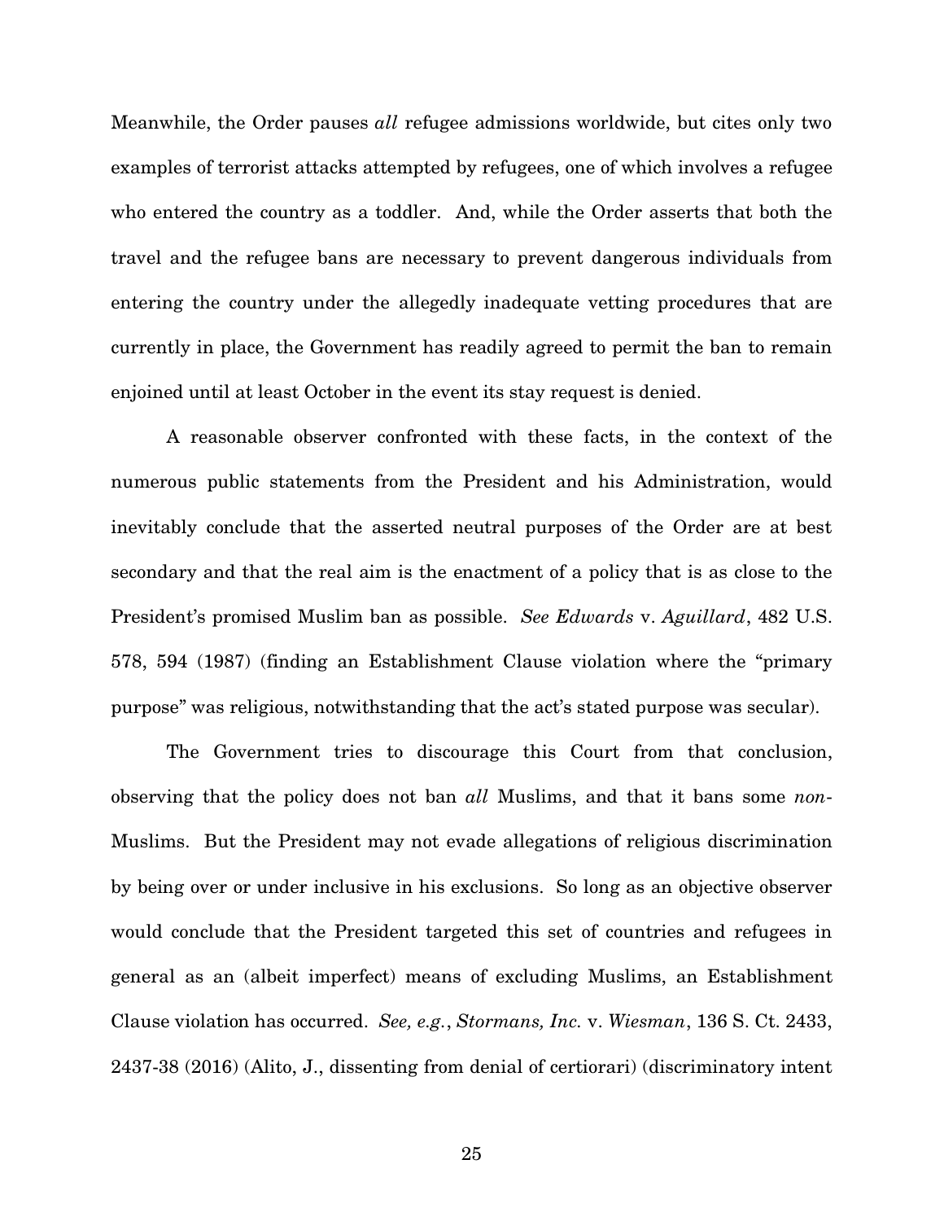Meanwhile, the Order pauses *all* refugee admissions worldwide, but cites only two examples of terrorist attacks attempted by refugees, one of which involves a refugee who entered the country as a toddler. And, while the Order asserts that both the travel and the refugee bans are necessary to prevent dangerous individuals from entering the country under the allegedly inadequate vetting procedures that are currently in place, the Government has readily agreed to permit the ban to remain enjoined until at least October in the event its stay request is denied.

A reasonable observer confronted with these facts, in the context of the numerous public statements from the President and his Administration, would inevitably conclude that the asserted neutral purposes of the Order are at best secondary and that the real aim is the enactment of a policy that is as close to the President's promised Muslim ban as possible. *See Edwards* v. *Aguillard*, 482 U.S. 578, 594 (1987) (finding an Establishment Clause violation where the "primary purpose" was religious, notwithstanding that the act's stated purpose was secular).

The Government tries to discourage this Court from that conclusion, observing that the policy does not ban *all* Muslims, and that it bans some *non*-Muslims. But the President may not evade allegations of religious discrimination by being over or under inclusive in his exclusions. So long as an objective observer would conclude that the President targeted this set of countries and refugees in general as an (albeit imperfect) means of excluding Muslims, an Establishment Clause violation has occurred. *See, e.g.*, *Stormans, Inc.* v. *Wiesman*, 136 S. Ct. 2433, 2437-38 (2016) (Alito, J., dissenting from denial of certiorari) (discriminatory intent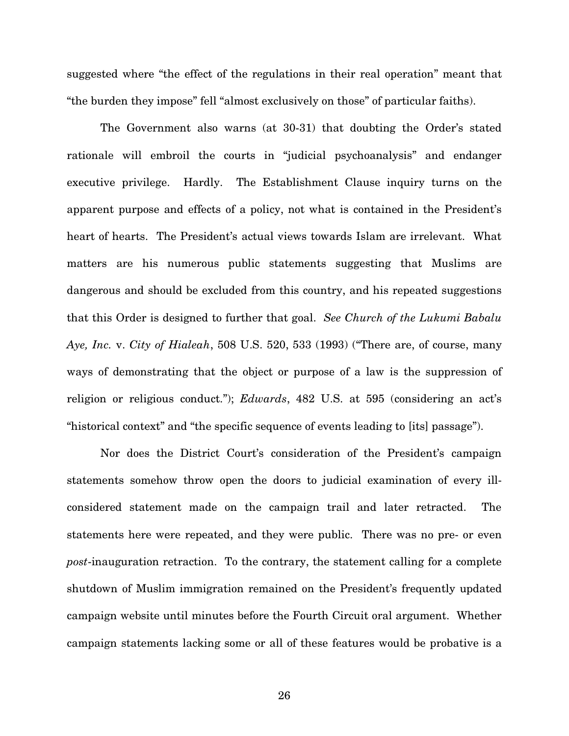suggested where "the effect of the regulations in their real operation" meant that "the burden they impose" fell "almost exclusively on those" of particular faiths).

The Government also warns (at 30-31) that doubting the Order's stated rationale will embroil the courts in "judicial psychoanalysis" and endanger executive privilege. Hardly. The Establishment Clause inquiry turns on the apparent purpose and effects of a policy, not what is contained in the President's heart of hearts. The President's actual views towards Islam are irrelevant. What matters are his numerous public statements suggesting that Muslims are dangerous and should be excluded from this country, and his repeated suggestions that this Order is designed to further that goal. *See Church of the Lukumi Babalu Aye, Inc.* v. *City of Hialeah*, 508 U.S. 520, 533 (1993) ("There are, of course, many ways of demonstrating that the object or purpose of a law is the suppression of religion or religious conduct."); *Edwards*, 482 U.S. at 595 (considering an act's "historical context" and "the specific sequence of events leading to [its] passage").

Nor does the District Court's consideration of the President's campaign statements somehow throw open the doors to judicial examination of every ill-considered statement made on the campaign trail and later retracted. The statements here were repeated, and they were public. There was no pre- or even *post*-inauguration retraction. To the contrary, the statement calling for a complete shutdown of Muslim immigration remained on the President's frequently updated campaign website until minutes before the Fourth Circuit oral argument. Whether campaign statements lacking some or all of these features would be probative is a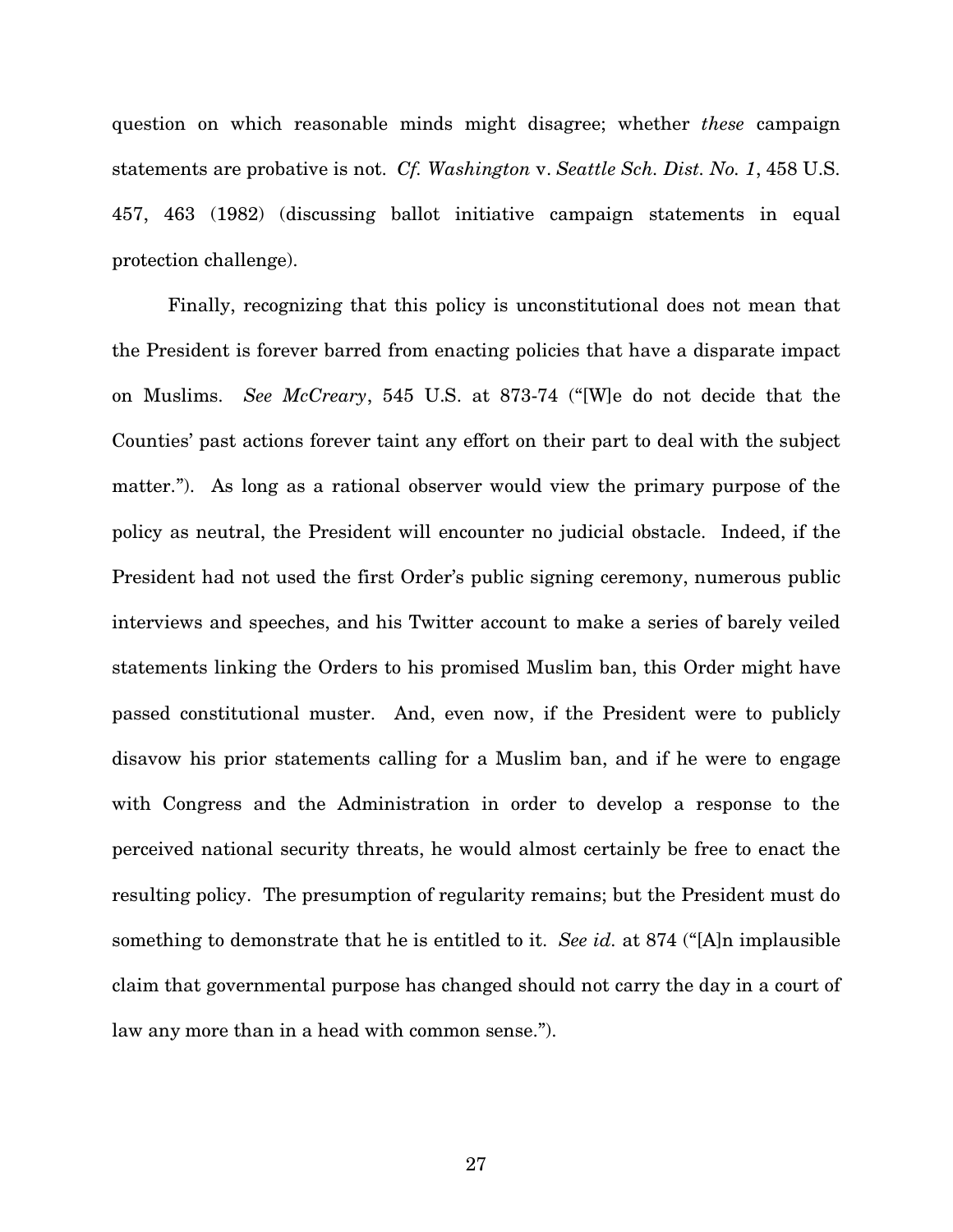question on which reasonable minds might disagree; whether *these* campaign statements are probative is not. *Cf. Washington* v. *Seattle Sch. Dist. No. 1*, 458 U.S. 457, 463 (1982) (discussing ballot initiative campaign statements in equal protection challenge).

Finally, recognizing that this policy is unconstitutional does not mean that the President is forever barred from enacting policies that have a disparate impact on Muslims. *See McCreary*, 545 U.S. at 873-74 ("[W]e do not decide that the Counties' past actions forever taint any effort on their part to deal with the subject matter."). As long as a rational observer would view the primary purpose of the policy as neutral, the President will encounter no judicial obstacle. Indeed, if the President had not used the first Order's public signing ceremony, numerous public interviews and speeches, and his Twitter account to make a series of barely veiled statements linking the Orders to his promised Muslim ban, this Order might have passed constitutional muster. And, even now, if the President were to publicly disavow his prior statements calling for a Muslim ban, and if he were to engage with Congress and the Administration in order to develop a response to the perceived national security threats, he would almost certainly be free to enact the resulting policy. The presumption of regularity remains; but the President must do something to demonstrate that he is entitled to it. *See id.* at 874 ("[A]n implausible claim that governmental purpose has changed should not carry the day in a court of law any more than in a head with common sense.").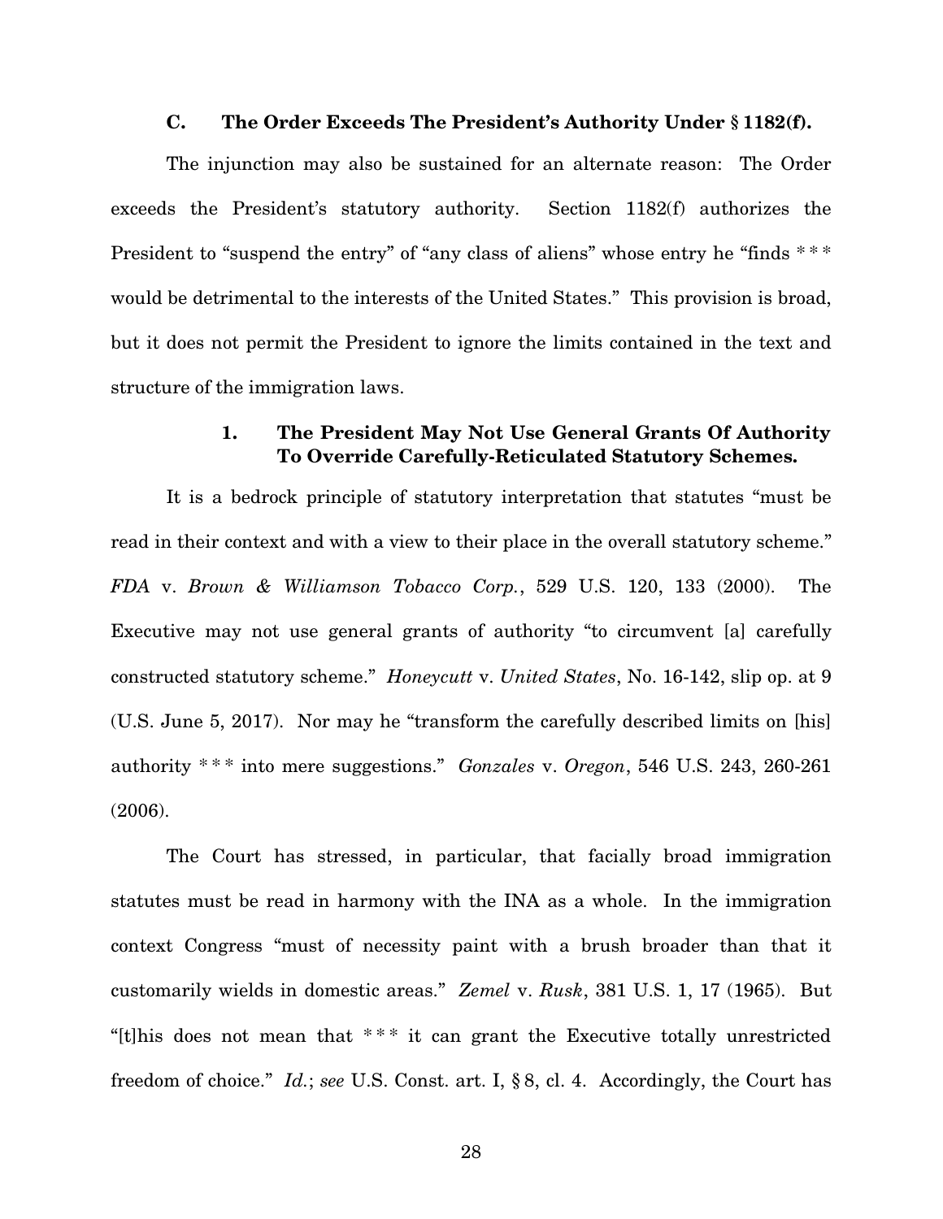### C. The Order Exceeds The President's Authority Under § 1182(f).

The injunction may also be sustained for an alternate reason: The Order exceeds the President's statutory authority. Section 1182(f) authorizes the President to "suspend the entry" of "any class of aliens" whose entry he "finds * * * would be detrimental to the interests of the United States." This provision is broad, but it does not permit the President to ignore the limits contained in the text and structure of the immigration laws.

#### 1. The President May Not Use General Grants Of Authority To Override Carefully-Reticulated Statutory Schemes.

It is a bedrock principle of statutory interpretation that statutes "must be read in their context and with a view to their place in the overall statutory scheme." *FDA* v. *Brown & Williamson Tobacco Corp.*, 529 U.S. 120, 133 (2000). The Executive may not use general grants of authority "to circumvent [a] carefully constructed statutory scheme." *Honeycutt* v. *United States*, No. 16-142, slip op. at 9 (U.S. June 5, 2017). Nor may he "transform the carefully described limits on [his] authority * * * into mere suggestions." *Gonzales* v. *Oregon*, 546 U.S. 243, 260-261 (2006).

The Court has stressed, in particular, that facially broad immigration statutes must be read in harmony with the INA as a whole. In the immigration context Congress "must of necessity paint with a brush broader than that it customarily wields in domestic areas." *Zemel* v. *Rusk*, 381 U.S. 1, 17 (1965). But "[t]his does not mean that * * * it can grant the Executive totally unrestricted freedom of choice." *Id.*; *see* U.S. Const. art. I, § 8, cl. 4. Accordingly, the Court has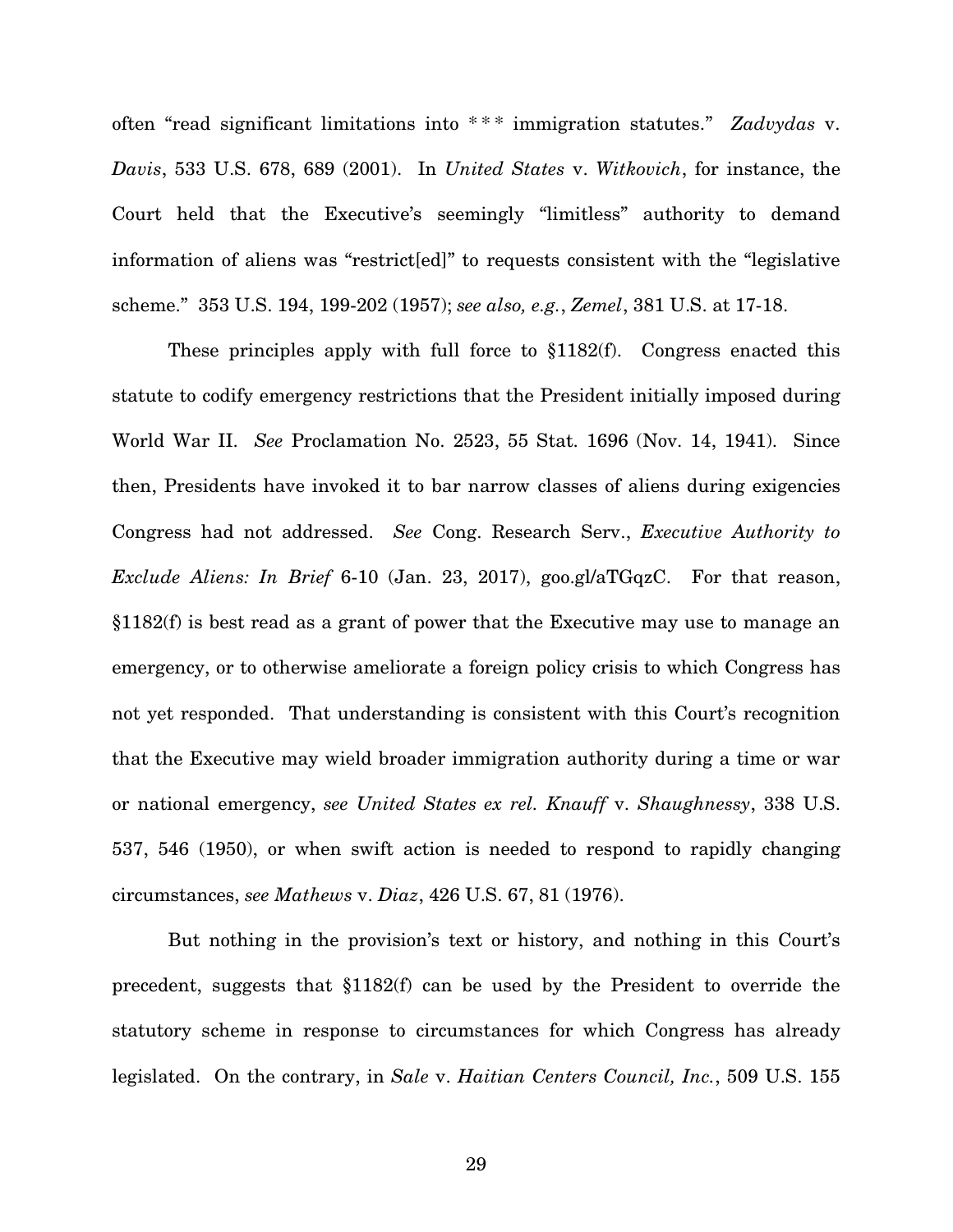often "read significant limitations into *** immigration statutes." *Zadvydas* v. *Davis*, 533 U.S. 678, 689 (2001). In *United States* v. *Witkovich*, for instance, the Court held that the Executive's seemingly "limitless" authority to demand information of aliens was "restrict[ed]" to requests consistent with the "legislative scheme." 353 U.S. 194, 199-202 (1957); *see also, e.g.*, *Zemel*, 381 U.S. at 17-18.

These principles apply with full force to §1182(f). Congress enacted this statute to codify emergency restrictions that the President initially imposed during World War II. *See* Proclamation No. 2523, 55 Stat. 1696 (Nov. 14, 1941). Since then, Presidents have invoked it to bar narrow classes of aliens during exigencies Congress had not addressed. *See* Cong. Research Serv., *Executive Authority to Exclude Aliens: In Brief* 6-10 (Jan. 23, 2017), goo.gl/aTGqzC. For that reason, §1182(f) is best read as a grant of power that the Executive may use to manage an emergency, or to otherwise ameliorate a foreign policy crisis to which Congress has not yet responded. That understanding is consistent with this Court's recognition that the Executive may wield broader immigration authority during a time or war or national emergency, *see United States ex rel. Knauff* v. *Shaughnessy*, 338 U.S. 537, 546 (1950), or when swift action is needed to respond to rapidly changing circumstances, *see Mathews* v. *Diaz*, 426 U.S. 67, 81 (1976).

But nothing in the provision's text or history, and nothing in this Court's precedent, suggests that §1182(f) can be used by the President to override the statutory scheme in response to circumstances for which Congress has already legislated. On the contrary, in *Sale* v. *Haitian Centers Council, Inc.*, 509 U.S. 155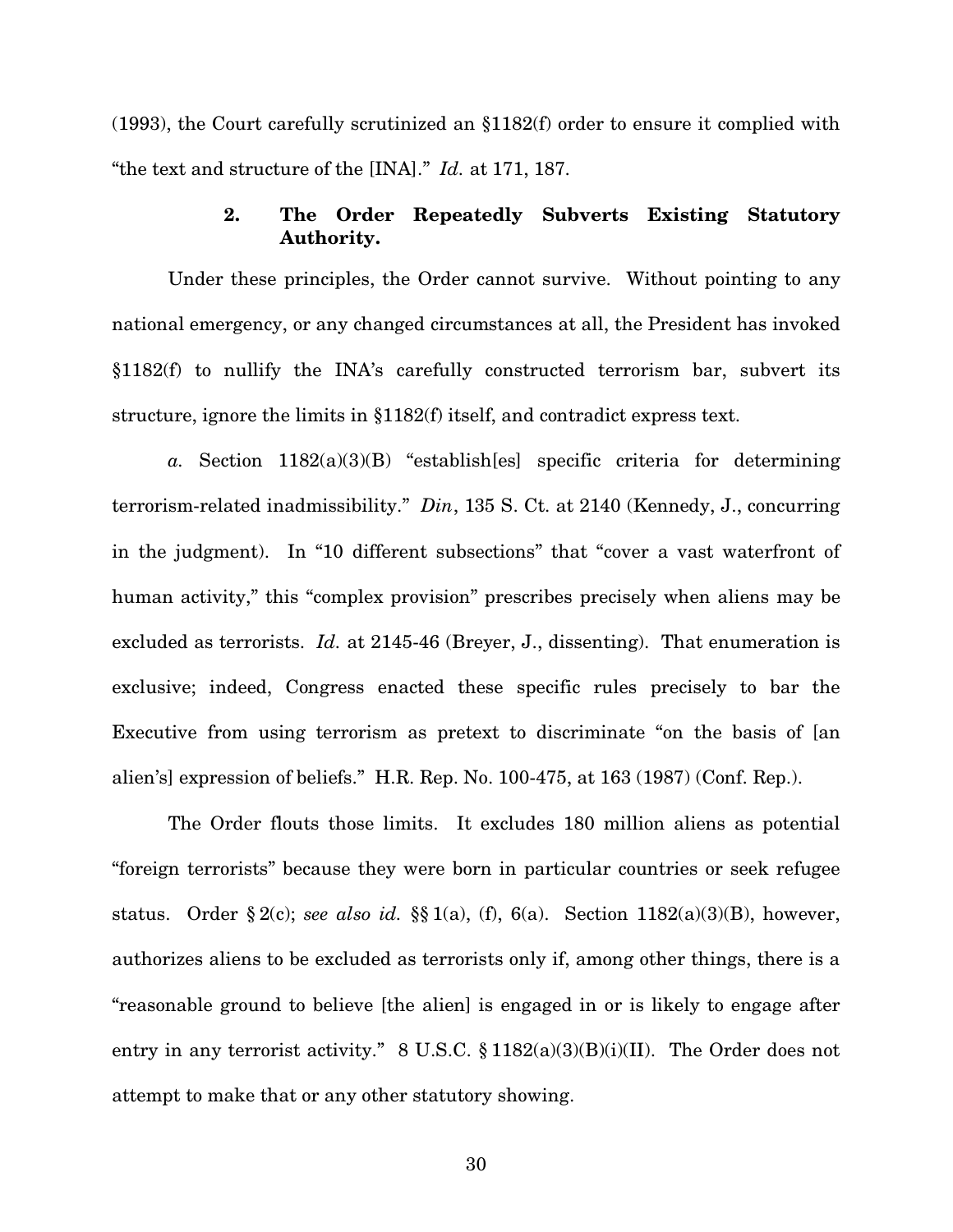(1993), the Court carefully scrutinized an §1182(f) order to ensure it complied with "the text and structure of the [INA]." *Id.* at 171, 187.

### 2. The Order Repeatedly Subverts Existing Statutory Authority.

Under these principles, the Order cannot survive. Without pointing to any national emergency, or any changed circumstances at all, the President has invoked §1182(f) to nullify the INA's carefully constructed terrorism bar, subvert its structure, ignore the limits in §1182(f) itself, and contradict express text.

*a.* Section 1182(a)(3)(B) "establish[es] specific criteria for determining terrorism-related inadmissibility." *Din*, 135 S. Ct. at 2140 (Kennedy, J., concurring in the judgment). In "10 different subsections" that "cover a vast waterfront of human activity," this "complex provision" prescribes precisely when aliens may be excluded as terrorists. *Id.* at 2145-46 (Breyer, J., dissenting). That enumeration is exclusive; indeed, Congress enacted these specific rules precisely to bar the Executive from using terrorism as pretext to discriminate "on the basis of [an alien's] expression of beliefs." H.R. Rep. No. 100-475, at 163 (1987) (Conf. Rep.).

The Order flouts those limits. It excludes 180 million aliens as potential "foreign terrorists" because they were born in particular countries or seek refugee status. Order § 2(c); *see also id.* §§ 1(a), (f), 6(a). Section 1182(a)(3)(B), however, authorizes aliens to be excluded as terrorists only if, among other things, there is a "reasonable ground to believe [the alien] is engaged in or is likely to engage after entry in any terrorist activity." 8 U.S.C. § 1182(a)(3)(B)(i)(II). The Order does not attempt to make that or any other statutory showing.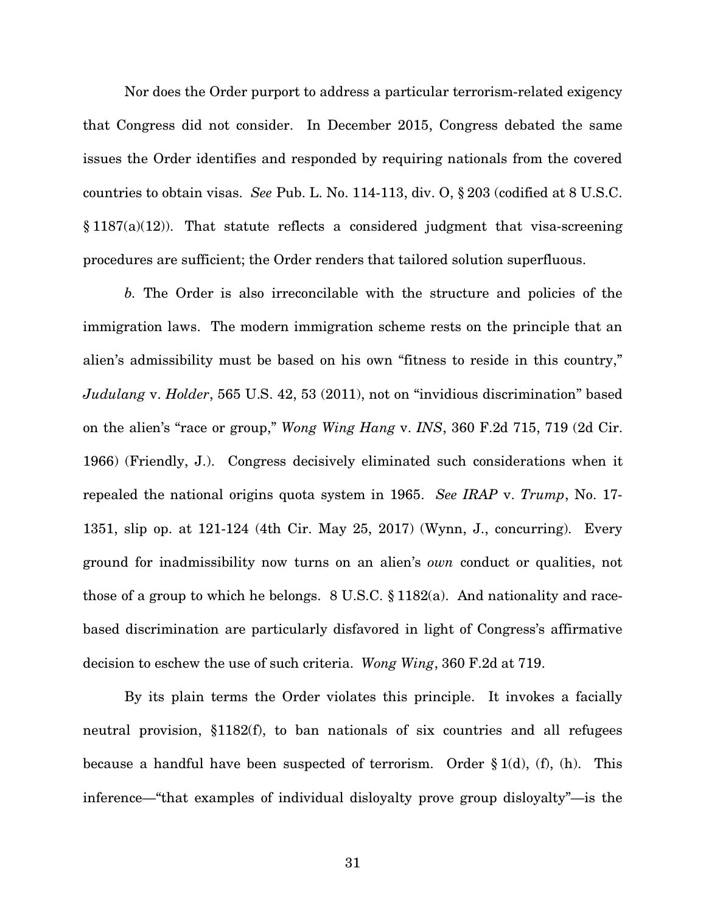Nor does the Order purport to address a particular terrorism-related exigency that Congress did not consider. In December 2015, Congress debated the same issues the Order identifies and responded by requiring nationals from the covered countries to obtain visas. *See* Pub. L. No. 114-113, div. O, § 203 (codified at 8 U.S.C. § 1187(a)(12)). That statute reflects a considered judgment that visa-screening procedures are sufficient; the Order renders that tailored solution superfluous.

*b*. The Order is also irreconcilable with the structure and policies of the immigration laws. The modern immigration scheme rests on the principle that an alien's admissibility must be based on his own "fitness to reside in this country," *Judulang* v. *Holder*, 565 U.S. 42, 53 (2011), not on "invidious discrimination" based on the alien's "race or group," *Wong Wing Hang* v. *INS*, 360 F.2d 715, 719 (2d Cir. 1966) (Friendly, J.). Congress decisively eliminated such considerations when it repealed the national origins quota system in 1965. *See IRAP* v. *Trump*, No. 17-1351, slip op. at 121-124 (4th Cir. May 25, 2017) (Wynn, J., concurring). Every ground for inadmissibility now turns on an alien's *own* conduct or qualities, not those of a group to which he belongs. 8 U.S.C. § 1182(a). And nationality and race-based discrimination are particularly disfavored in light of Congress's affirmative decision to eschew the use of such criteria. *Wong Wing*, 360 F.2d at 719.

By its plain terms the Order violates this principle. It invokes a facially neutral provision, §1182(f), to ban nationals of six countries and all refugees because a handful have been suspected of terrorism. Order § 1(d), (f), (h). This inference—"that examples of individual disloyalty prove group disloyalty"—is the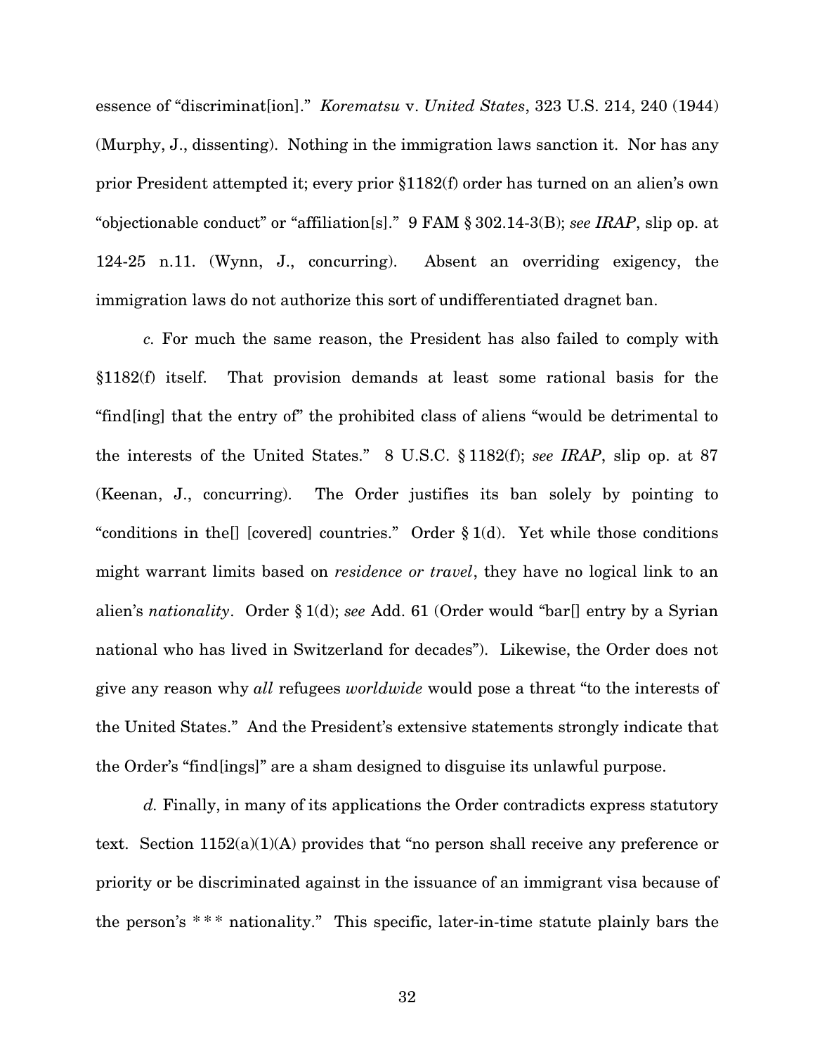essence of "discriminat[ion]." *Korematsu* v. *United States*, 323 U.S. 214, 240 (1944) (Murphy, J., dissenting). Nothing in the immigration laws sanction it. Nor has any prior President attempted it; every prior §1182(f) order has turned on an alien's own "objectionable conduct" or "affiliation[s]." 9 FAM § 302.14-3(B); *see IRAP*, slip op. at 124-25 n.11. (Wynn, J., concurring). Absent an overriding exigency, the immigration laws do not authorize this sort of undifferentiated dragnet ban.

*c.* For much the same reason, the President has also failed to comply with §1182(f) itself. That provision demands at least some rational basis for the "find[ing] that the entry of" the prohibited class of aliens "would be detrimental to the interests of the United States." 8 U.S.C. § 1182(f); *see IRAP*, slip op. at 87 (Keenan, J., concurring). The Order justifies its ban solely by pointing to "conditions in the[] [covered] countries." Order § 1(d). Yet while those conditions might warrant limits based on *residence or travel*, they have no logical link to an alien's *nationality*. Order § 1(d); *see* Add. 61 (Order would "bar[] entry by a Syrian national who has lived in Switzerland for decades"). Likewise, the Order does not give any reason why *all* refugees *worldwide* would pose a threat "to the interests of the United States." And the President's extensive statements strongly indicate that the Order's "find[ings]" are a sham designed to disguise its unlawful purpose.

*d.* Finally, in many of its applications the Order contradicts express statutory text. Section 1152(a)(1)(A) provides that "no person shall receive any preference or priority or be discriminated against in the issuance of an immigrant visa because of the person's * * * nationality." This specific, later-in-time statute plainly bars the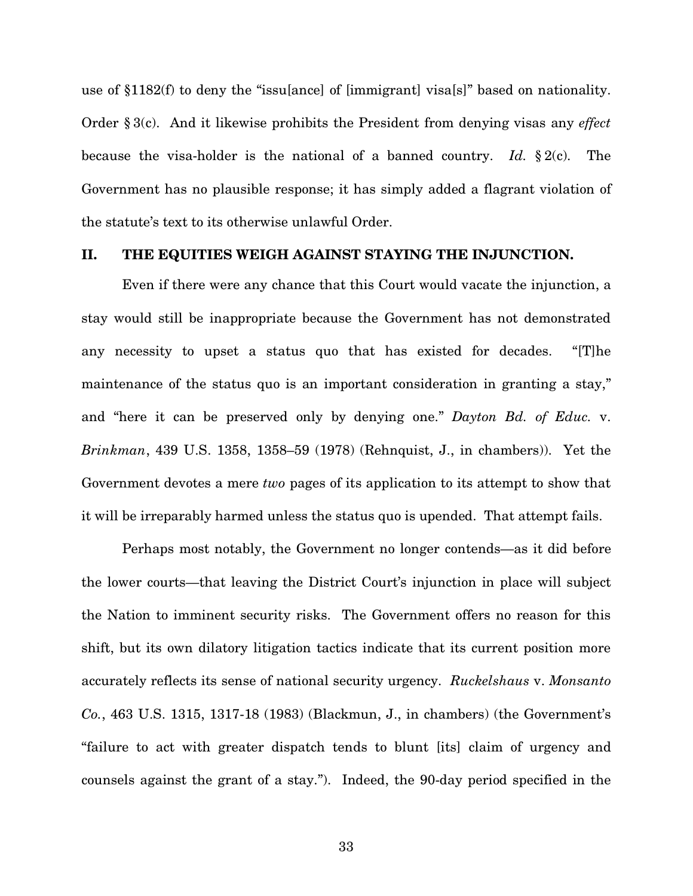use of §1182(f) to deny the "issu[ance] of [immigrant] visa[s]" based on nationality. Order § 3(c). And it likewise prohibits the President from denying visas any *effect* because the visa-holder is the national of a banned country. *Id.* § 2(c). The Government has no plausible response; it has simply added a flagrant violation of the statute's text to its otherwise unlawful Order.

## II. THE EQUITIES WEIGH AGAINST STAYING THE INJUNCTION.

Even if there were any chance that this Court would vacate the injunction, a stay would still be inappropriate because the Government has not demonstrated any necessity to upset a status quo that has existed for decades. "[T]he maintenance of the status quo is an important consideration in granting a stay," and "here it can be preserved only by denying one." *Dayton Bd. of Educ.* v. *Brinkman*, 439 U.S. 1358, 1358–59 (1978) (Rehnquist, J., in chambers)). Yet the Government devotes a mere *two* pages of its application to its attempt to show that it will be irreparably harmed unless the status quo is upended. That attempt fails.

Perhaps most notably, the Government no longer contends—as it did before the lower courts—that leaving the District Court's injunction in place will subject the Nation to imminent security risks. The Government offers no reason for this shift, but its own dilatory litigation tactics indicate that its current position more accurately reflects its sense of national security urgency. *Ruckelshaus* v. *Monsanto Co.*, 463 U.S. 1315, 1317-18 (1983) (Blackmun, J., in chambers) (the Government's "failure to act with greater dispatch tends to blunt [its] claim of urgency and counsels against the grant of a stay."). Indeed, the 90-day period specified in the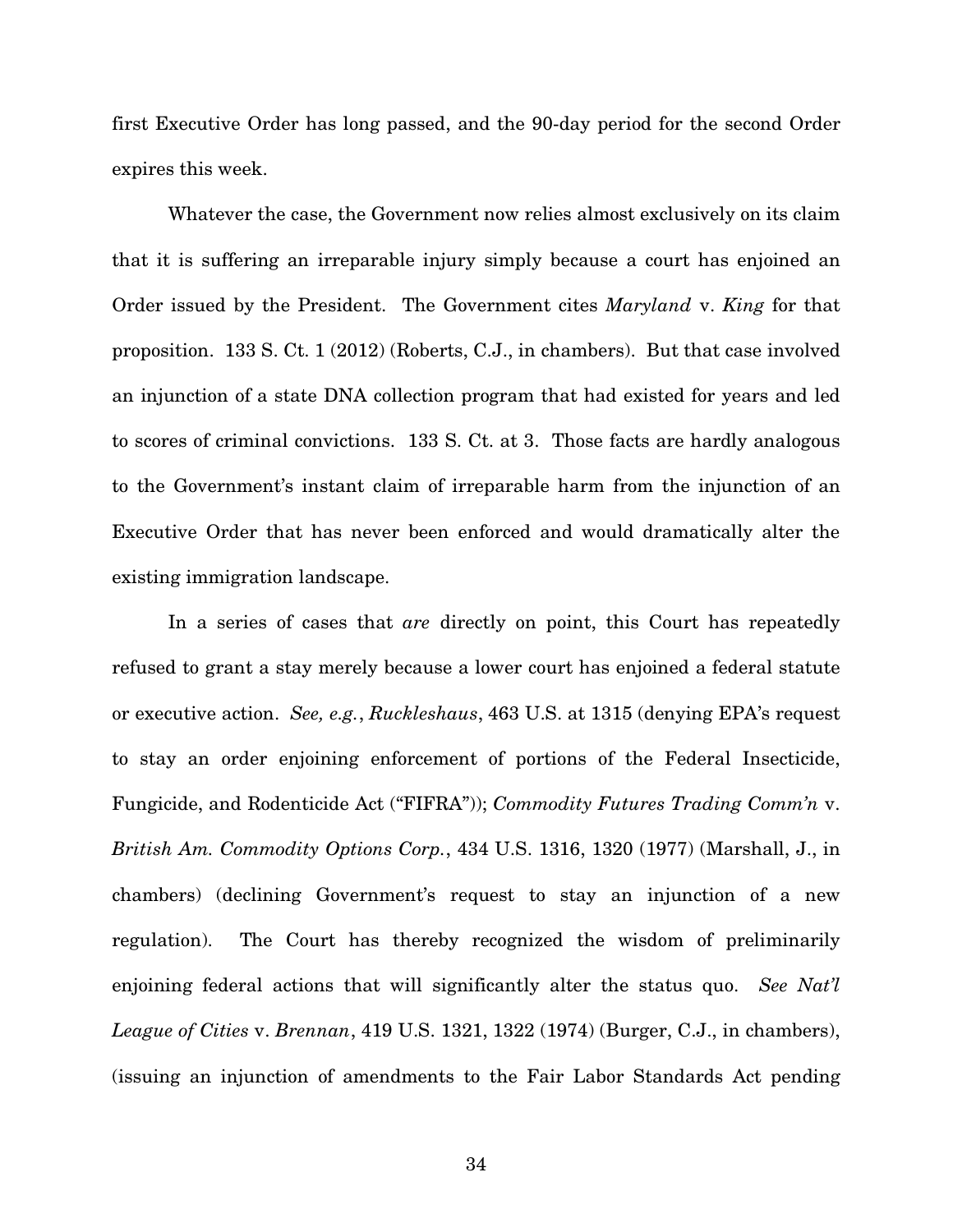first Executive Order has long passed, and the 90-day period for the second Order expires this week.

Whatever the case, the Government now relies almost exclusively on its claim that it is suffering an irreparable injury simply because a court has enjoined an Order issued by the President. The Government cites *Maryland* v. *King* for that proposition. 133 S. Ct. 1 (2012) (Roberts, C.J., in chambers). But that case involved an injunction of a state DNA collection program that had existed for years and led to scores of criminal convictions. 133 S. Ct. at 3. Those facts are hardly analogous to the Government's instant claim of irreparable harm from the injunction of an Executive Order that has never been enforced and would dramatically alter the existing immigration landscape.

In a series of cases that *are* directly on point, this Court has repeatedly refused to grant a stay merely because a lower court has enjoined a federal statute or executive action. *See, e.g.*, *Ruckleshaus*, 463 U.S. at 1315 (denying EPA's request to stay an order enjoining enforcement of portions of the Federal Insecticide, Fungicide, and Rodenticide Act ("FIFRA")); *Commodity Futures Trading Comm'n* v. *British Am. Commodity Options Corp.*, 434 U.S. 1316, 1320 (1977) (Marshall, J., in chambers) (declining Government's request to stay an injunction of a new regulation). The Court has thereby recognized the wisdom of preliminarily enjoining federal actions that will significantly alter the status quo. *See Nat'l League of Cities* v. *Brennan*, 419 U.S. 1321, 1322 (1974) (Burger, C.J., in chambers), (issuing an injunction of amendments to the Fair Labor Standards Act pending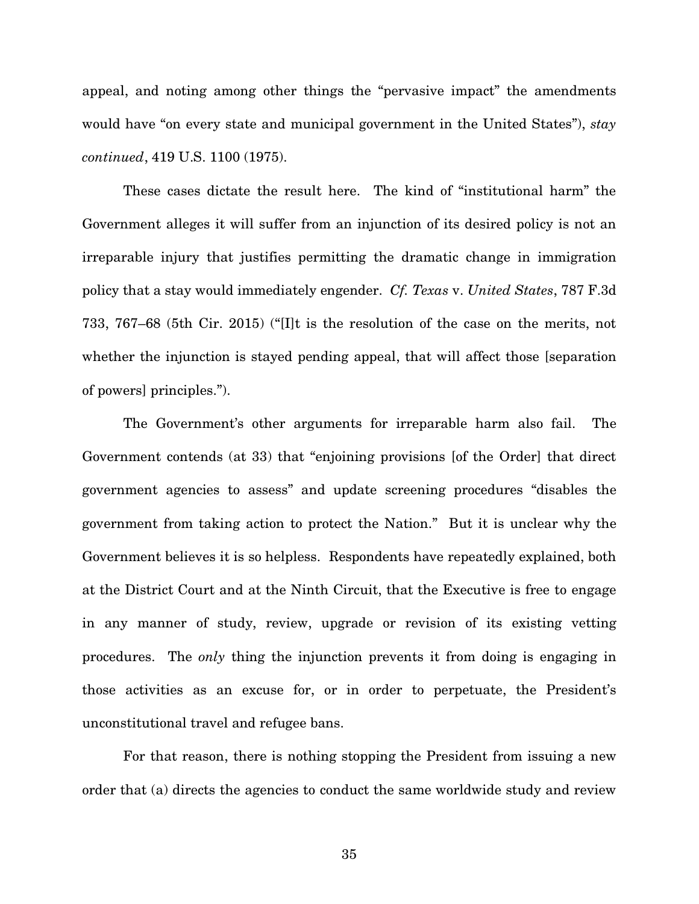appeal, and noting among other things the "pervasive impact" the amendments would have "on every state and municipal government in the United States"), *stay continued*, 419 U.S. 1100 (1975).

These cases dictate the result here. The kind of "institutional harm" the Government alleges it will suffer from an injunction of its desired policy is not an irreparable injury that justifies permitting the dramatic change in immigration policy that a stay would immediately engender. *Cf. Texas* v. *United States*, 787 F.3d 733, 767–68 (5th Cir. 2015) ("[I]t is the resolution of the case on the merits, not whether the injunction is stayed pending appeal, that will affect those [separation of powers] principles.").

The Government's other arguments for irreparable harm also fail. The Government contends (at 33) that "enjoining provisions [of the Order] that direct government agencies to assess" and update screening procedures "disables the government from taking action to protect the Nation." But it is unclear why the Government believes it is so helpless. Respondents have repeatedly explained, both at the District Court and at the Ninth Circuit, that the Executive is free to engage in any manner of study, review, upgrade or revision of its existing vetting procedures. The *only* thing the injunction prevents it from doing is engaging in those activities as an excuse for, or in order to perpetuate, the President's unconstitutional travel and refugee bans.

For that reason, there is nothing stopping the President from issuing a new order that (a) directs the agencies to conduct the same worldwide study and review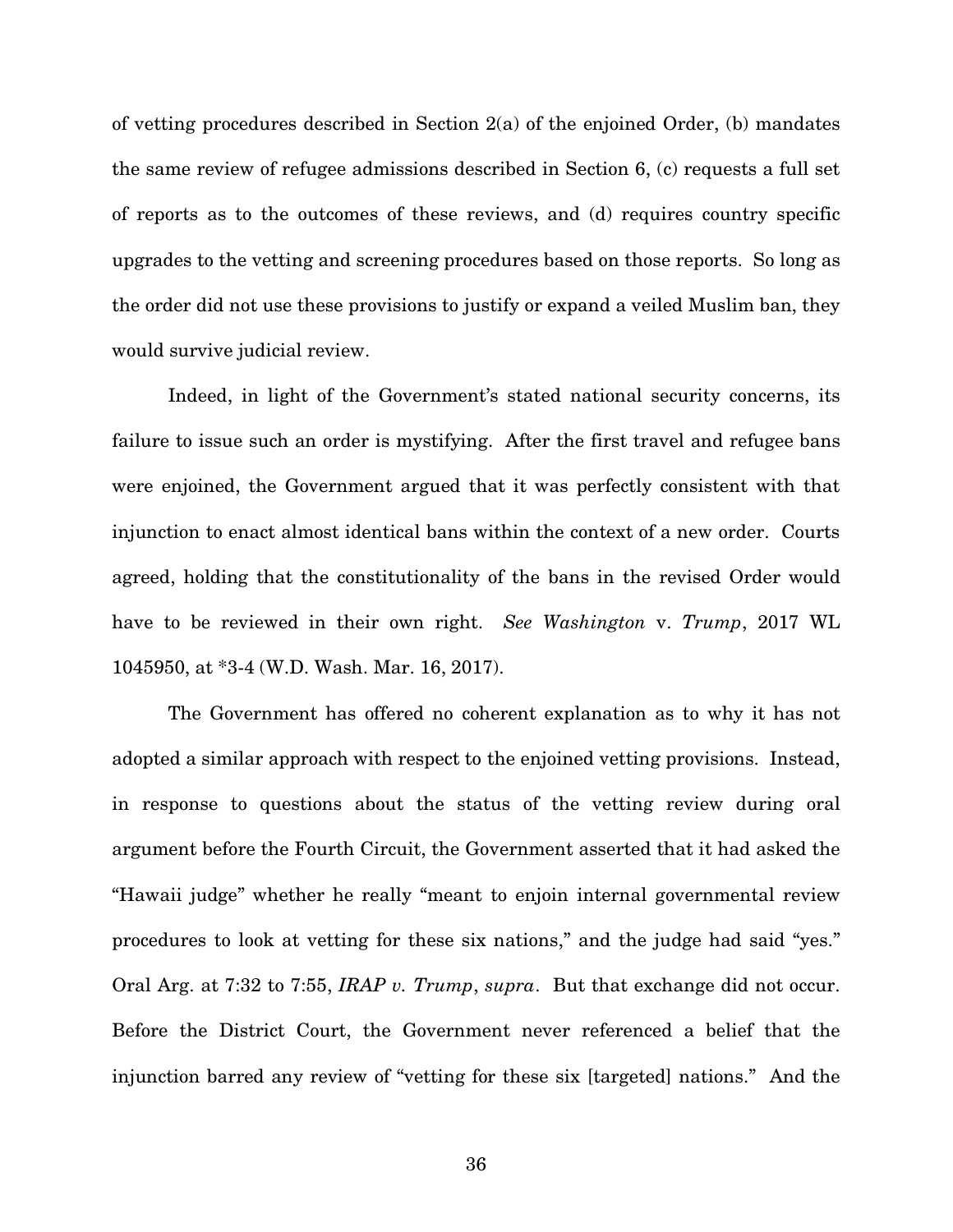of vetting procedures described in Section 2(a) of the enjoined Order, (b) mandates the same review of refugee admissions described in Section 6, (c) requests a full set of reports as to the outcomes of these reviews, and (d) requires country specific upgrades to the vetting and screening procedures based on those reports. So long as the order did not use these provisions to justify or expand a veiled Muslim ban, they would survive judicial review.

Indeed, in light of the Government's stated national security concerns, its failure to issue such an order is mystifying. After the first travel and refugee bans were enjoined, the Government argued that it was perfectly consistent with that injunction to enact almost identical bans within the context of a new order. Courts agreed, holding that the constitutionality of the bans in the revised Order would have to be reviewed in their own right. *See Washington* v. *Trump*, 2017 WL 1045950, at *3-4 (W.D. Wash. Mar. 16, 2017).

The Government has offered no coherent explanation as to why it has not adopted a similar approach with respect to the enjoined vetting provisions. Instead, in response to questions about the status of the vetting review during oral argument before the Fourth Circuit, the Government asserted that it had asked the "Hawaii judge" whether he really "meant to enjoin internal governmental review procedures to look at vetting for these six nations," and the judge had said "yes." Oral Arg. at 7:32 to 7:55, *IRAP v. Trump*, *supra*. But that exchange did not occur. Before the District Court, the Government never referenced a belief that the injunction barred any review of "vetting for these six [targeted] nations." And the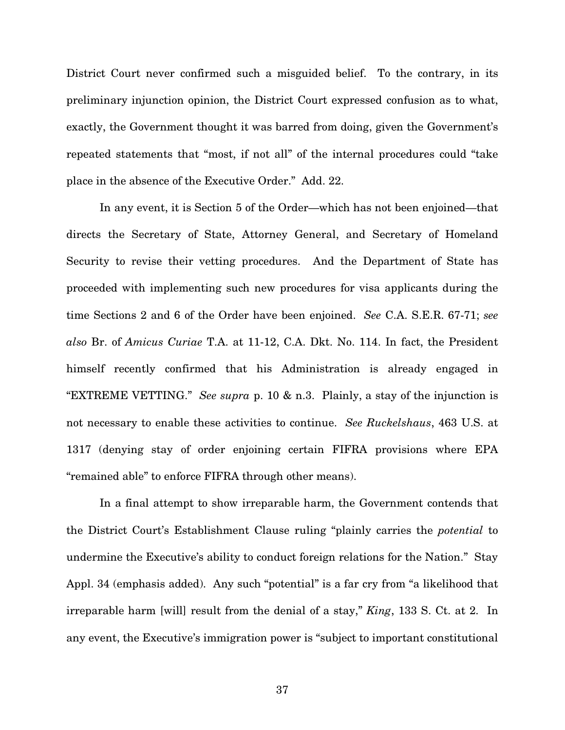District Court never confirmed such a misguided belief. To the contrary, in its preliminary injunction opinion, the District Court expressed confusion as to what, exactly, the Government thought it was barred from doing, given the Government's repeated statements that "most, if not all" of the internal procedures could "take place in the absence of the Executive Order." Add. 22.

In any event, it is Section 5 of the Order—which has not been enjoined—that directs the Secretary of State, Attorney General, and Secretary of Homeland Security to revise their vetting procedures. And the Department of State has proceeded with implementing such new procedures for visa applicants during the time Sections 2 and 6 of the Order have been enjoined. *See* C.A. S.E.R. 67-71; *see also* Br. of *Amicus Curiae* T.A. at 11-12, C.A. Dkt. No. 114. In fact, the President himself recently confirmed that his Administration is already engaged in "EXTREME VETTING." *See supra* p. 10 & n.3. Plainly, a stay of the injunction is not necessary to enable these activities to continue. *See Ruckelshaus*, 463 U.S. at 1317 (denying stay of order enjoining certain FIFRA provisions where EPA "remained able" to enforce FIFRA through other means).

In a final attempt to show irreparable harm, the Government contends that the District Court's Establishment Clause ruling "plainly carries the *potential* to undermine the Executive's ability to conduct foreign relations for the Nation." Stay Appl. 34 (emphasis added). Any such "potential" is a far cry from "a likelihood that irreparable harm [will] result from the denial of a stay," *King*, 133 S. Ct. at 2. In any event, the Executive's immigration power is "subject to important constitutional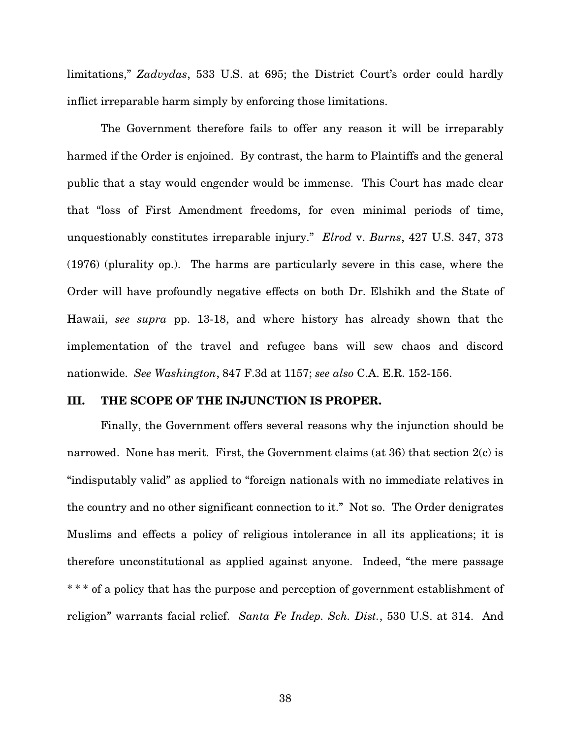limitations," *Zadvydas*, 533 U.S. at 695; the District Court's order could hardly inflict irreparable harm simply by enforcing those limitations.

The Government therefore fails to offer any reason it will be irreparably harmed if the Order is enjoined. By contrast, the harm to Plaintiffs and the general public that a stay would engender would be immense. This Court has made clear that "loss of First Amendment freedoms, for even minimal periods of time, unquestionably constitutes irreparable injury." *Elrod* v. *Burns*, 427 U.S. 347, 373 (1976) (plurality op.). The harms are particularly severe in this case, where the Order will have profoundly negative effects on both Dr. Elshikh and the State of Hawaii, *see supra* pp. 13-18, and where history has already shown that the implementation of the travel and refugee bans will sew chaos and discord nationwide. *See Washington*, 847 F.3d at 1157; *see also* C.A. E.R. 152-156.

## III. THE SCOPE OF THE INJUNCTION IS PROPER.

Finally, the Government offers several reasons why the injunction should be narrowed. None has merit. First, the Government claims (at 36) that section 2(c) is "indisputably valid" as applied to "foreign nationals with no immediate relatives in the country and no other significant connection to it." Not so. The Order denigrates Muslims and effects a policy of religious intolerance in all its applications; it is therefore unconstitutional as applied against anyone. Indeed, "the mere passage * * * of a policy that has the purpose and perception of government establishment of religion" warrants facial relief. *Santa Fe Indep. Sch. Dist.*, 530 U.S. at 314. And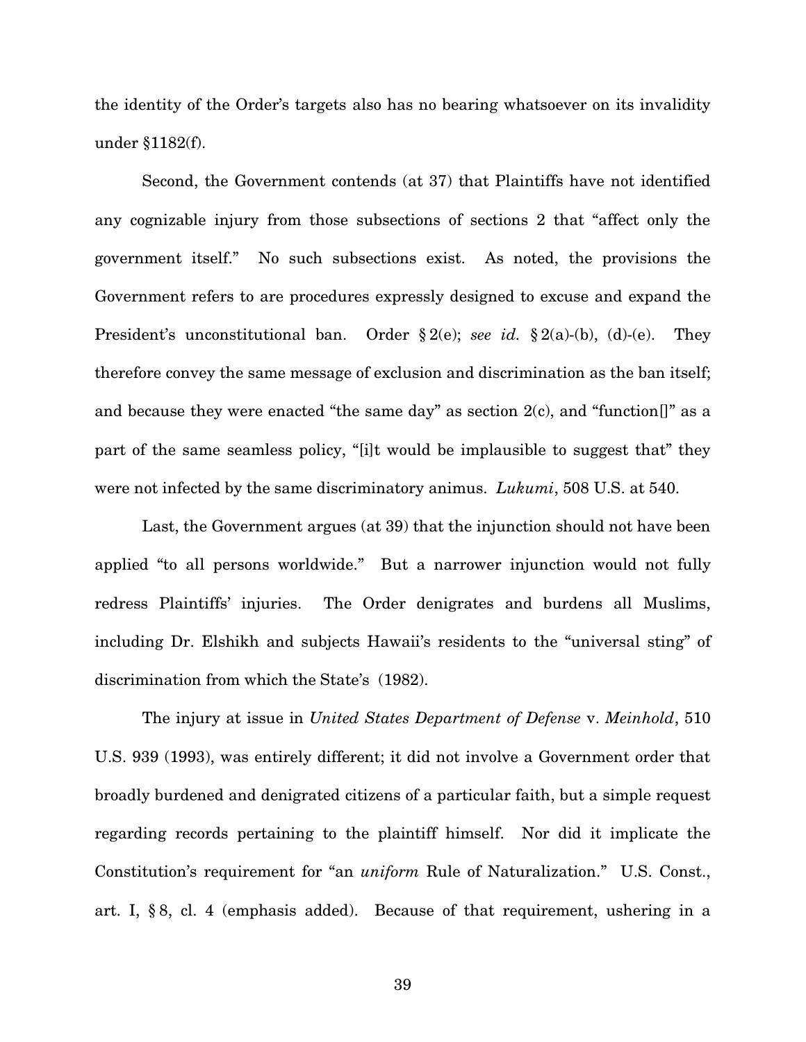the identity of the Order's targets also has no bearing whatsoever on its invalidity under §1182(f).

Second, the Government contends (at 37) that Plaintiffs have not identified any cognizable injury from those subsections of sections 2 that "affect only the government itself." No such subsections exist. As noted, the provisions the Government refers to are procedures expressly designed to excuse and expand the President's unconstitutional ban. Order § 2(e); *see id.* § 2(a)-(b), (d)-(e). They therefore convey the same message of exclusion and discrimination as the ban itself; and because they were enacted "the same day" as section 2(c), and "function[]" as a part of the same seamless policy, "[i]t would be implausible to suggest that" they were not infected by the same discriminatory animus. *Lukumi*, 508 U.S. at 540.

Last, the Government argues (at 39) that the injunction should not have been applied "to all persons worldwide." But a narrower injunction would not fully redress Plaintiffs' injuries. The Order denigrates and burdens all Muslims, including Dr. Elshikh and subjects Hawaii's residents to the "universal sting" of discrimination from which the State's (1982).

The injury at issue in *United States Department of Defense* v. *Meinhold*, 510 U.S. 939 (1993), was entirely different; it did not involve a Government order that broadly burdened and denigrated citizens of a particular faith, but a simple request regarding records pertaining to the plaintiff himself. Nor did it implicate the Constitution's requirement for "an *uniform* Rule of Naturalization." U.S. Const., art. I, § 8, cl. 4 (emphasis added). Because of that requirement, ushering in a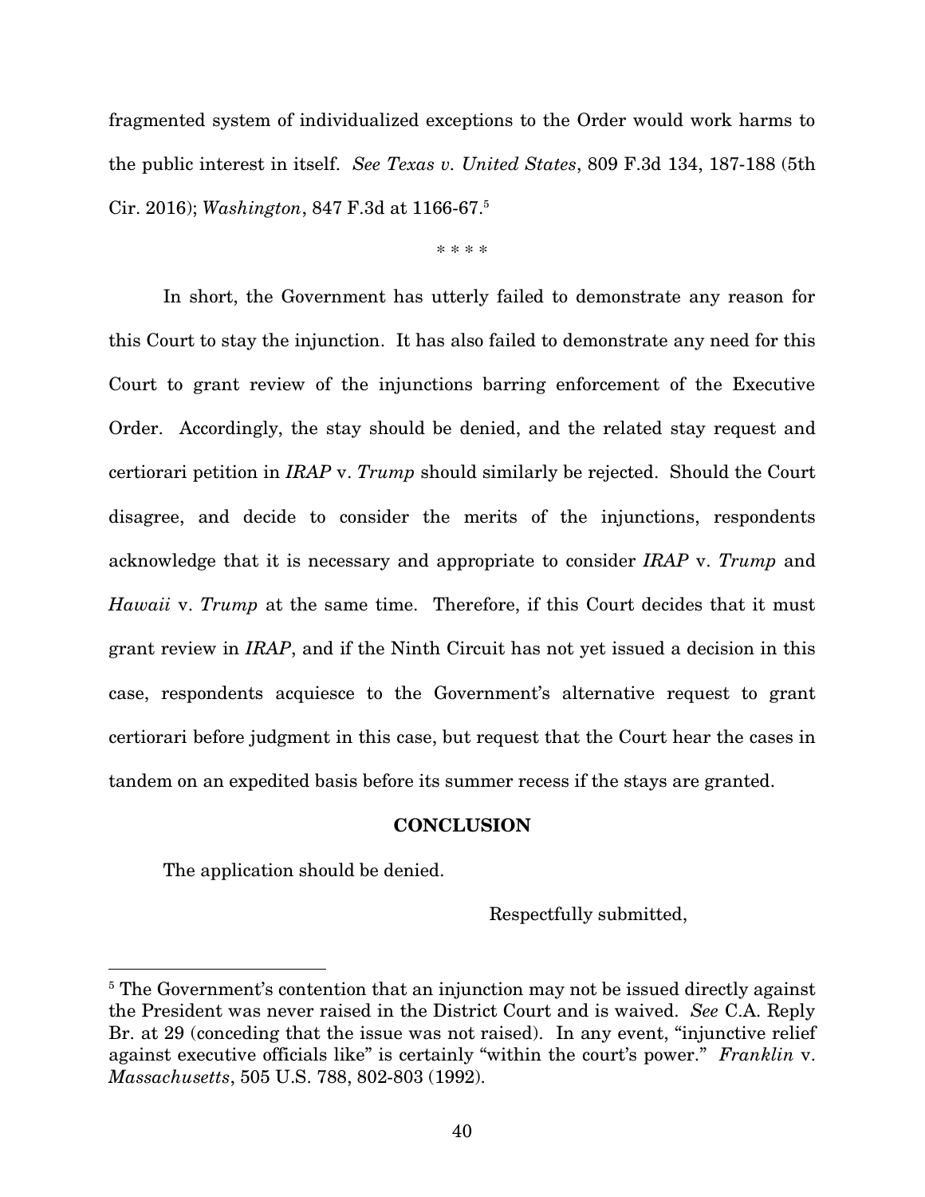fragmented system of individualized exceptions to the Order would work harms to the public interest in itself. *See Texas v. United States*, 809 F.3d 134, 187-188 (5th Cir. 2016); *Washington*, 847 F.3d at 1166-67.[5]

\* \* \* \*

In short, the Government has utterly failed to demonstrate any reason for this Court to stay the injunction. It has also failed to demonstrate any need for this Court to grant review of the injunctions barring enforcement of the Executive Order. Accordingly, the stay should be denied, and the related stay request and certiorari petition in *IRAP* v. *Trump* should similarly be rejected. Should the Court disagree, and decide to consider the merits of the injunctions, respondents acknowledge that it is necessary and appropriate to consider *IRAP* v. *Trump* and *Hawaii* v. *Trump* at the same time. Therefore, if this Court decides that it must grant review in *IRAP*, and if the Ninth Circuit has not yet issued a decision in this case, respondents acquiesce to the Government's alternative request to grant certiorari before judgment in this case, but request that the Court hear the cases in tandem on an expedited basis before its summer recess if the stays are granted.

## CONCLUSION

The application should be denied.

Respectfully submitted,

---

[5] The Government's contention that an injunction may not be issued directly against the President was never raised in the District Court and is waived. *See* C.A. Reply Br. at 29 (conceding that the issue was not raised). In any event, "injunctive relief against executive officials like" is certainly "within the court's power." *Franklin* v. *Massachusetts*, 505 U.S. 788, 802-803 (1992).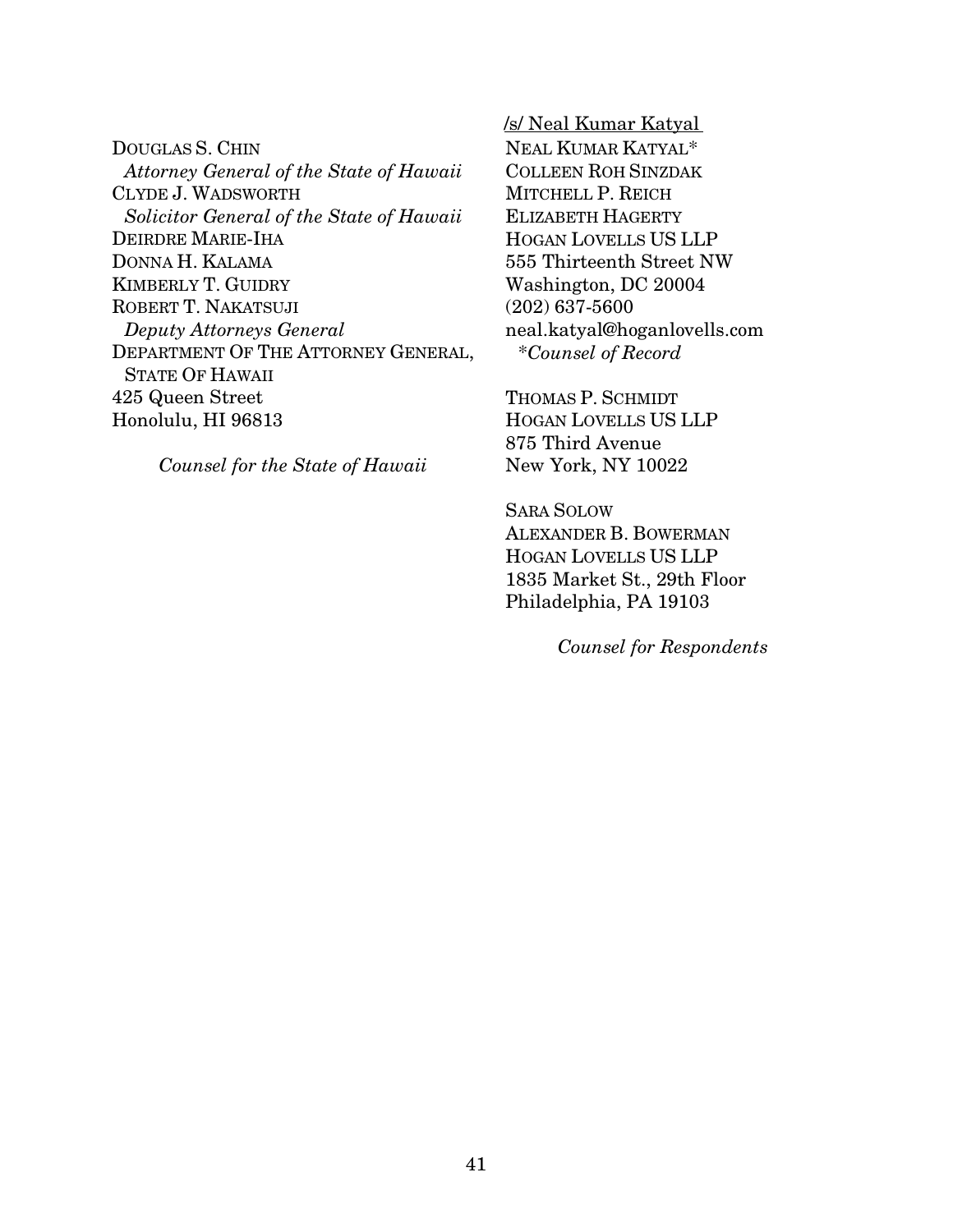/s/ Neal Kumar Katyal

NEAL KUMAR KATYAL*
COLLEEN ROH SINZDAK
MITCHELL P. REICH
ELIZABETH HAGERTY
HOGAN LOVELLS US LLP
555 Thirteenth Street NW
Washington, DC 20004
(202) 637-5600
neal.katyal@hoganlovells.com
*\*Counsel of Record*

THOMAS P. SCHMIDT
HOGAN LOVELLS US LLP
875 Third Avenue
New York, NY 10022

SARA SOLOW
ALEXANDER B. BOWERMAN
HOGAN LOVELLS US LLP
1835 Market St., 29th Floor
Philadelphia, PA 19103

*Counsel for Respondents*

DOUGLAS S. CHIN
*Attorney General of the State of Hawaii*
CLYDE J. WADSWORTH
*Solicitor General of the State of Hawaii*
DEIRDRE MARIE-IHA
DONNA H. KALAMA
KIMBERLY T. GUIDRY
ROBERT T. NAKATSUJI
*Deputy Attorneys General*
DEPARTMENT OF THE ATTORNEY GENERAL, STATE OF HAWAII
425 Queen Street
Honolulu, HI 96813

*Counsel for the State of Hawaii*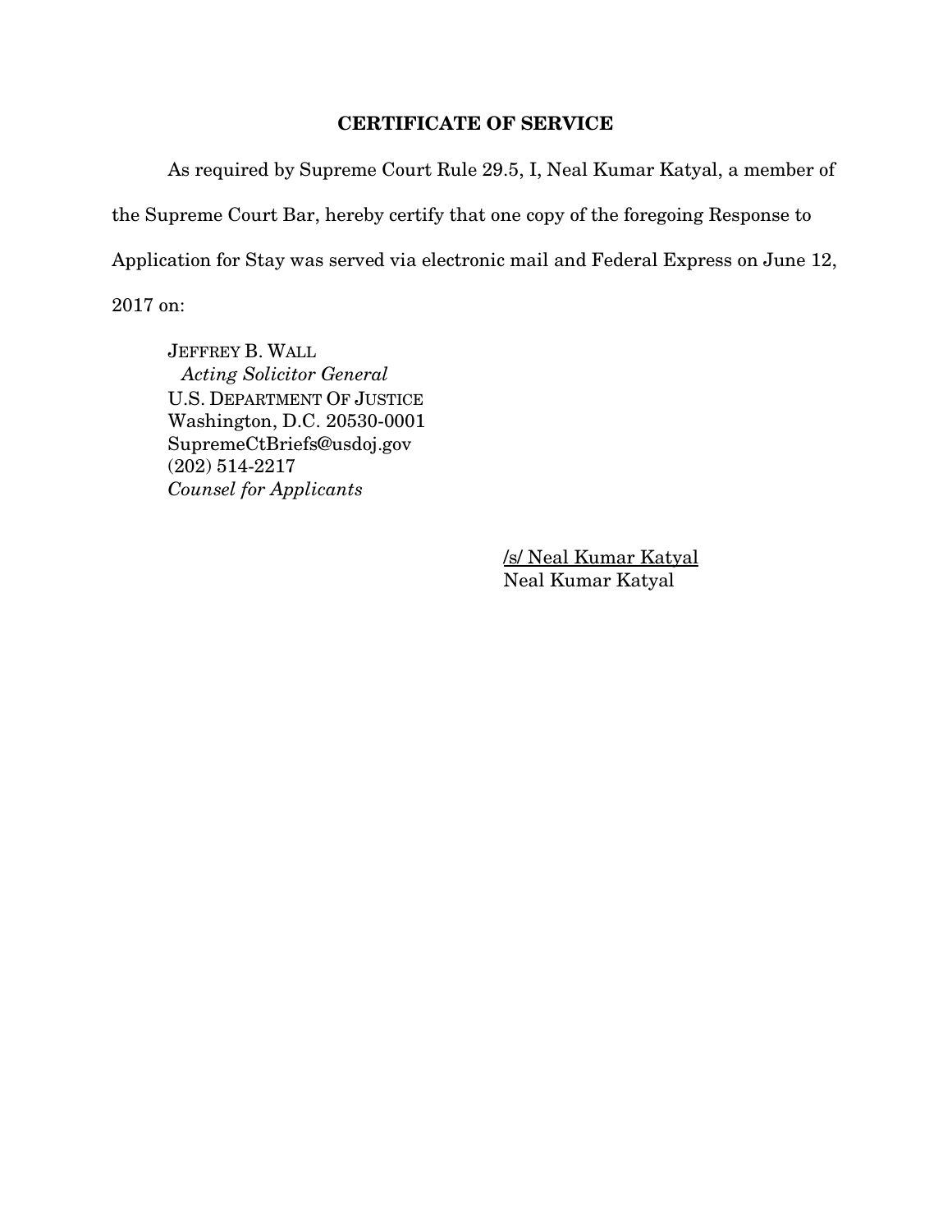## CERTIFICATE OF SERVICE

As required by Supreme Court Rule 29.5, I, Neal Kumar Katyal, a member of the Supreme Court Bar, hereby certify that one copy of the foregoing Response to Application for Stay was served via electronic mail and Federal Express on June 12, 2017 on:

JEFFREY B. WALL
*Acting Solicitor General*
U.S. DEPARTMENT OF JUSTICE
Washington, D.C. 20530-0001
SupremeCtBriefs@usdoj.gov
(202) 514-2217
*Counsel for Applicants*

/s/ Neal Kumar Katyal
Neal Kumar Katyal